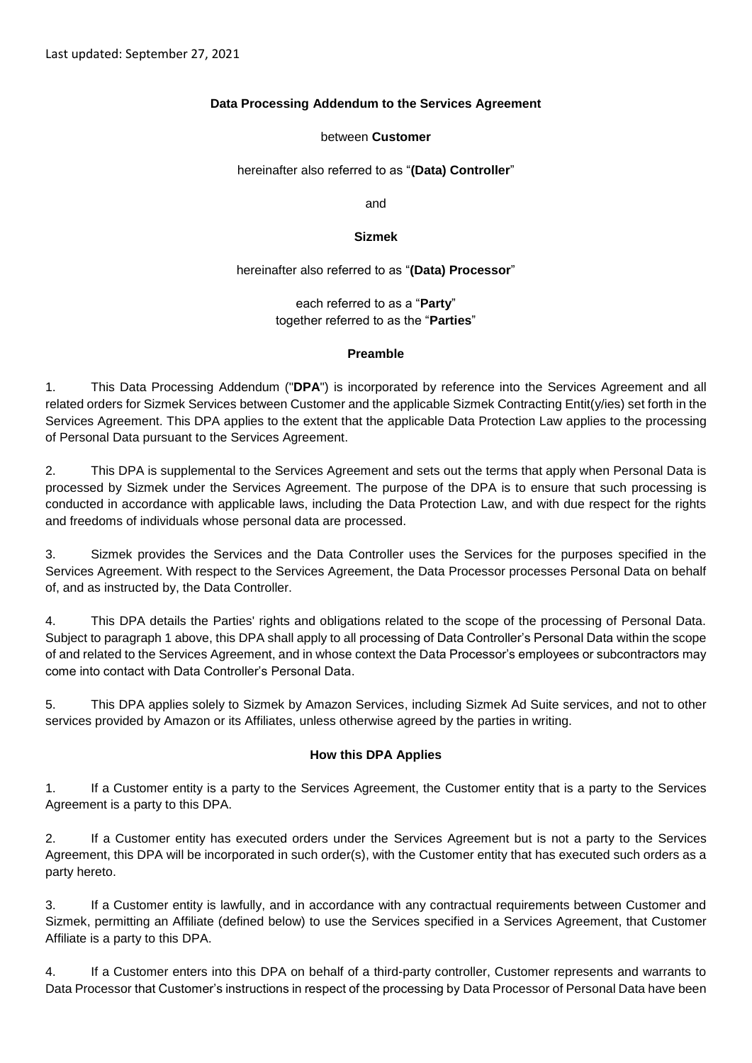Last updated: September 27, 2021

**Data Processing Addendum to the Services Agreement**

between **Customer**

hereinafter also referred to as "**(Data) Controller**"

and

**Sizmek**

hereinafter also referred to as "**(Data) Processor**"

each referred to as a "**Party**"
together referred to as the "**Parties**"

**Preamble**

1. This Data Processing Addendum ("**DPA**") is incorporated by reference into the Services Agreement and all related orders for Sizmek Services between Customer and the applicable Sizmek Contracting Entit(y/ies) set forth in the Services Agreement. This DPA applies to the extent that the applicable Data Protection Law applies to the processing of Personal Data pursuant to the Services Agreement.

2. This DPA is supplemental to the Services Agreement and sets out the terms that apply when Personal Data is processed by Sizmek under the Services Agreement. The purpose of the DPA is to ensure that such processing is conducted in accordance with applicable laws, including the Data Protection Law, and with due respect for the rights and freedoms of individuals whose personal data are processed.

3. Sizmek provides the Services and the Data Controller uses the Services for the purposes specified in the Services Agreement. With respect to the Services Agreement, the Data Processor processes Personal Data on behalf of, and as instructed by, the Data Controller.

4. This DPA details the Parties' rights and obligations related to the scope of the processing of Personal Data. Subject to paragraph 1 above, this DPA shall apply to all processing of Data Controller's Personal Data within the scope of and related to the Services Agreement, and in whose context the Data Processor's employees or subcontractors may come into contact with Data Controller's Personal Data.

5. This DPA applies solely to Sizmek by Amazon Services, including Sizmek Ad Suite services, and not to other services provided by Amazon or its Affiliates, unless otherwise agreed by the parties in writing.

**How this DPA Applies**

1. If a Customer entity is a party to the Services Agreement, the Customer entity that is a party to the Services Agreement is a party to this DPA.

2. If a Customer entity has executed orders under the Services Agreement but is not a party to the Services Agreement, this DPA will be incorporated in such order(s), with the Customer entity that has executed such orders as a party hereto.

3. If a Customer entity is lawfully, and in accordance with any contractual requirements between Customer and Sizmek, permitting an Affiliate (defined below) to use the Services specified in a Services Agreement, that Customer Affiliate is a party to this DPA.

4. If a Customer enters into this DPA on behalf of a third-party controller, Customer represents and warrants to Data Processor that Customer's instructions in respect of the processing by Data Processor of Personal Data have been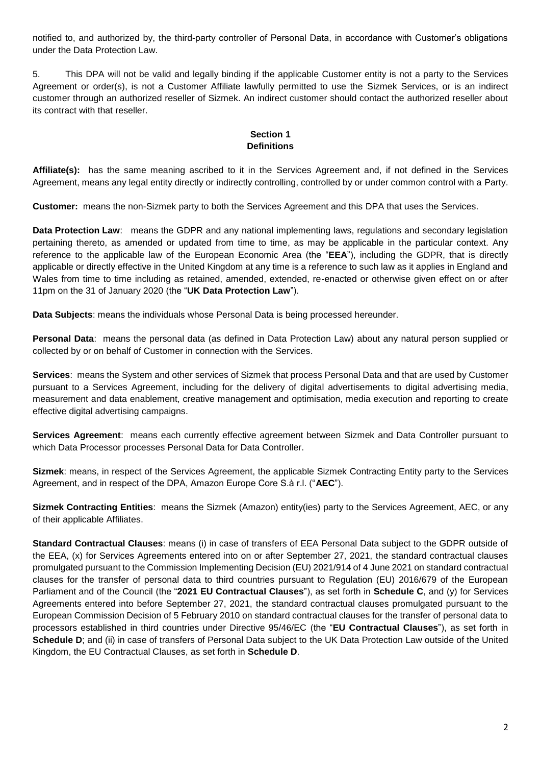notified to, and authorized by, the third-party controller of Personal Data, in accordance with Customer's obligations under the Data Protection Law.

5. This DPA will not be valid and legally binding if the applicable Customer entity is not a party to the Services Agreement or order(s), is not a Customer Affiliate lawfully permitted to use the Sizmek Services, or is an indirect customer through an authorized reseller of Sizmek. An indirect customer should contact the authorized reseller about its contract with that reseller.

## Section 1
## Definitions

**Affiliate(s):** has the same meaning ascribed to it in the Services Agreement and, if not defined in the Services Agreement, means any legal entity directly or indirectly controlling, controlled by or under common control with a Party.

**Customer:** means the non-Sizmek party to both the Services Agreement and this DPA that uses the Services.

**Data Protection Law**: means the GDPR and any national implementing laws, regulations and secondary legislation pertaining thereto, as amended or updated from time to time, as may be applicable in the particular context. Any reference to the applicable law of the European Economic Area (the "**EEA**"), including the GDPR, that is directly applicable or directly effective in the United Kingdom at any time is a reference to such law as it applies in England and Wales from time to time including as retained, amended, extended, re-enacted or otherwise given effect on or after 11pm on the 31 of January 2020 (the "**UK Data Protection Law**").

**Data Subjects**: means the individuals whose Personal Data is being processed hereunder.

**Personal Data**: means the personal data (as defined in Data Protection Law) about any natural person supplied or collected by or on behalf of Customer in connection with the Services.

**Services**: means the System and other services of Sizmek that process Personal Data and that are used by Customer pursuant to a Services Agreement, including for the delivery of digital advertisements to digital advertising media, measurement and data enablement, creative management and optimisation, media execution and reporting to create effective digital advertising campaigns.

**Services Agreement**: means each currently effective agreement between Sizmek and Data Controller pursuant to which Data Processor processes Personal Data for Data Controller.

**Sizmek**: means, in respect of the Services Agreement, the applicable Sizmek Contracting Entity party to the Services Agreement, and in respect of the DPA, Amazon Europe Core S.à r.l. ("**AEC**").

**Sizmek Contracting Entities**: means the Sizmek (Amazon) entity(ies) party to the Services Agreement, AEC, or any of their applicable Affiliates.

**Standard Contractual Clauses**: means (i) in case of transfers of EEA Personal Data subject to the GDPR outside of the EEA, (x) for Services Agreements entered into on or after September 27, 2021, the standard contractual clauses promulgated pursuant to the Commission Implementing Decision (EU) 2021/914 of 4 June 2021 on standard contractual clauses for the transfer of personal data to third countries pursuant to Regulation (EU) 2016/679 of the European Parliament and of the Council (the "**2021 EU Contractual Clauses**"), as set forth in **Schedule C**, and (y) for Services Agreements entered into before September 27, 2021, the standard contractual clauses promulgated pursuant to the European Commission Decision of 5 February 2010 on standard contractual clauses for the transfer of personal data to processors established in third countries under Directive 95/46/EC (the "**EU Contractual Clauses**"), as set forth in **Schedule D**; and (ii) in case of transfers of Personal Data subject to the UK Data Protection Law outside of the United Kingdom, the EU Contractual Clauses, as set forth in **Schedule D**.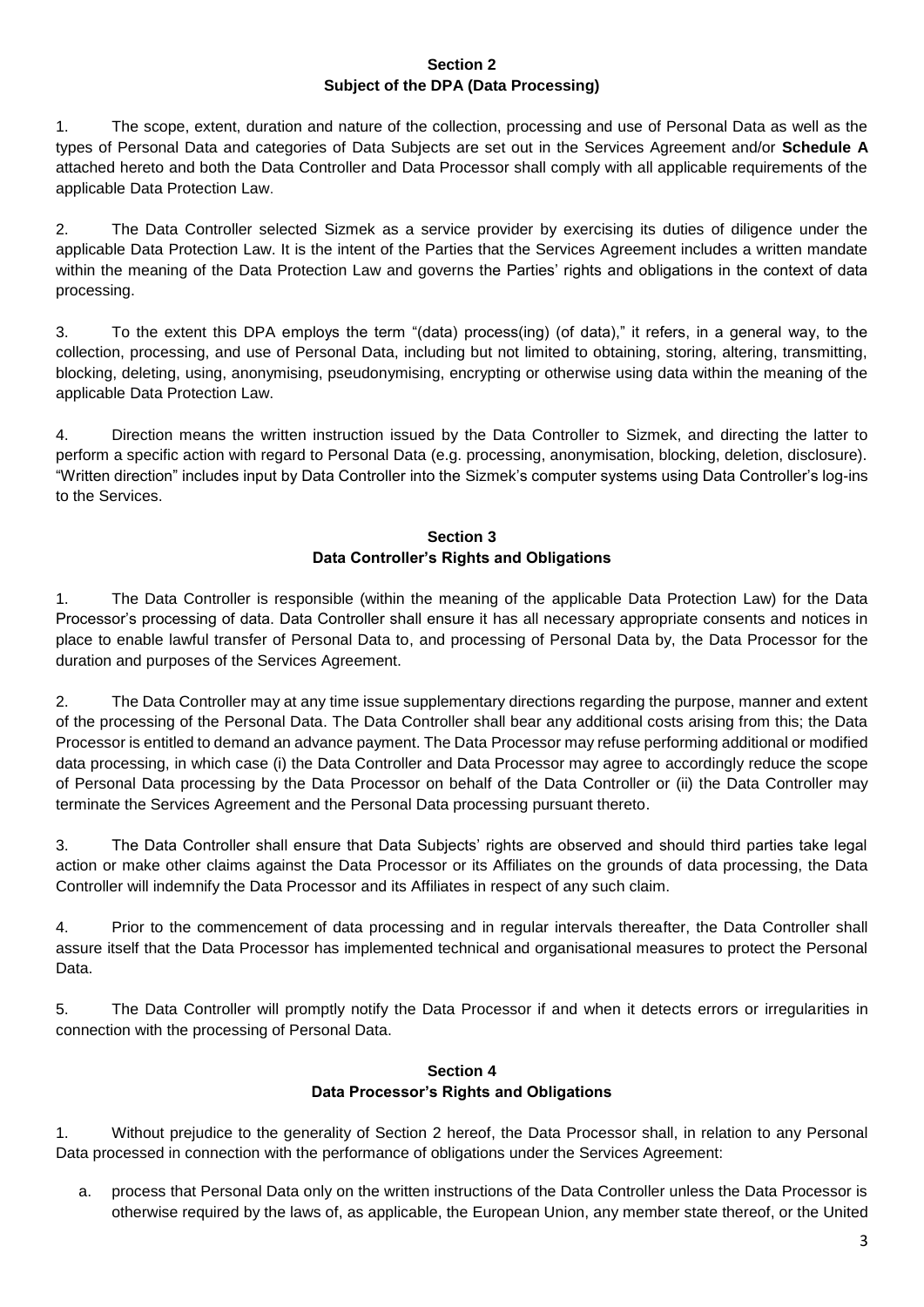## Section 2
## Subject of the DPA (Data Processing)

1. The scope, extent, duration and nature of the collection, processing and use of Personal Data as well as the types of Personal Data and categories of Data Subjects are set out in the Services Agreement and/or **Schedule A** attached hereto and both the Data Controller and Data Processor shall comply with all applicable requirements of the applicable Data Protection Law.

2. The Data Controller selected Sizmek as a service provider by exercising its duties of diligence under the applicable Data Protection Law. It is the intent of the Parties that the Services Agreement includes a written mandate within the meaning of the Data Protection Law and governs the Parties' rights and obligations in the context of data processing.

3. To the extent this DPA employs the term "(data) process(ing) (of data)," it refers, in a general way, to the collection, processing, and use of Personal Data, including but not limited to obtaining, storing, altering, transmitting, blocking, deleting, using, anonymising, pseudonymising, encrypting or otherwise using data within the meaning of the applicable Data Protection Law.

4. Direction means the written instruction issued by the Data Controller to Sizmek, and directing the latter to perform a specific action with regard to Personal Data (e.g. processing, anonymisation, blocking, deletion, disclosure). "Written direction" includes input by Data Controller into the Sizmek's computer systems using Data Controller's log-ins to the Services.

## Section 3
## Data Controller's Rights and Obligations

1. The Data Controller is responsible (within the meaning of the applicable Data Protection Law) for the Data Processor's processing of data. Data Controller shall ensure it has all necessary appropriate consents and notices in place to enable lawful transfer of Personal Data to, and processing of Personal Data by, the Data Processor for the duration and purposes of the Services Agreement.

2. The Data Controller may at any time issue supplementary directions regarding the purpose, manner and extent of the processing of the Personal Data. The Data Controller shall bear any additional costs arising from this; the Data Processor is entitled to demand an advance payment. The Data Processor may refuse performing additional or modified data processing, in which case (i) the Data Controller and Data Processor may agree to accordingly reduce the scope of Personal Data processing by the Data Processor on behalf of the Data Controller or (ii) the Data Controller may terminate the Services Agreement and the Personal Data processing pursuant thereto.

3. The Data Controller shall ensure that Data Subjects' rights are observed and should third parties take legal action or make other claims against the Data Processor or its Affiliates on the grounds of data processing, the Data Controller will indemnify the Data Processor and its Affiliates in respect of any such claim.

4. Prior to the commencement of data processing and in regular intervals thereafter, the Data Controller shall assure itself that the Data Processor has implemented technical and organisational measures to protect the Personal Data.

5. The Data Controller will promptly notify the Data Processor if and when it detects errors or irregularities in connection with the processing of Personal Data.

## Section 4
## Data Processor's Rights and Obligations

1. Without prejudice to the generality of Section 2 hereof, the Data Processor shall, in relation to any Personal Data processed in connection with the performance of obligations under the Services Agreement:

   a. process that Personal Data only on the written instructions of the Data Controller unless the Data Processor is otherwise required by the laws of, as applicable, the European Union, any member state thereof, or the United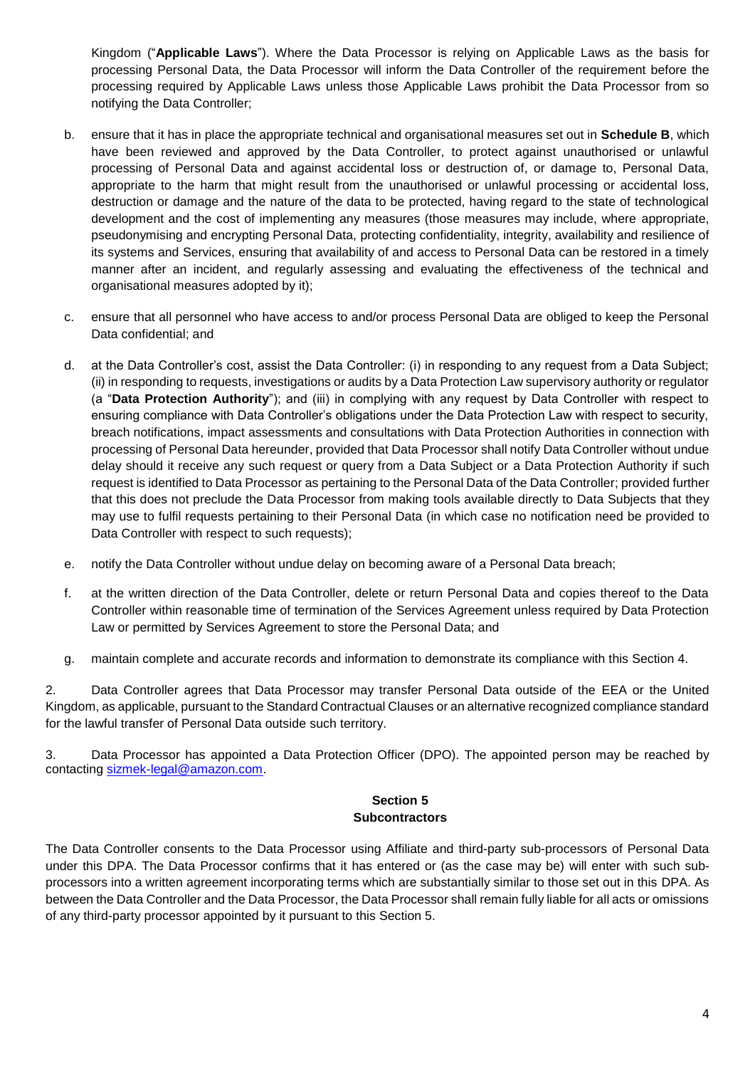Kingdom ("**Applicable Laws**"). Where the Data Processor is relying on Applicable Laws as the basis for processing Personal Data, the Data Processor will inform the Data Controller of the requirement before the processing required by Applicable Laws unless those Applicable Laws prohibit the Data Processor from so notifying the Data Controller;

b. ensure that it has in place the appropriate technical and organisational measures set out in **Schedule B**, which have been reviewed and approved by the Data Controller, to protect against unauthorised or unlawful processing of Personal Data and against accidental loss or destruction of, or damage to, Personal Data, appropriate to the harm that might result from the unauthorised or unlawful processing or accidental loss, destruction or damage and the nature of the data to be protected, having regard to the state of technological development and the cost of implementing any measures (those measures may include, where appropriate, pseudonymising and encrypting Personal Data, protecting confidentiality, integrity, availability and resilience of its systems and Services, ensuring that availability of and access to Personal Data can be restored in a timely manner after an incident, and regularly assessing and evaluating the effectiveness of the technical and organisational measures adopted by it);

c. ensure that all personnel who have access to and/or process Personal Data are obliged to keep the Personal Data confidential; and

d. at the Data Controller's cost, assist the Data Controller: (i) in responding to any request from a Data Subject; (ii) in responding to requests, investigations or audits by a Data Protection Law supervisory authority or regulator (a "**Data Protection Authority**"); and (iii) in complying with any request by Data Controller with respect to ensuring compliance with Data Controller's obligations under the Data Protection Law with respect to security, breach notifications, impact assessments and consultations with Data Protection Authorities in connection with processing of Personal Data hereunder, provided that Data Processor shall notify Data Controller without undue delay should it receive any such request or query from a Data Subject or a Data Protection Authority if such request is identified to Data Processor as pertaining to the Personal Data of the Data Controller; provided further that this does not preclude the Data Processor from making tools available directly to Data Subjects that they may use to fulfil requests pertaining to their Personal Data (in which case no notification need be provided to Data Controller with respect to such requests);

e. notify the Data Controller without undue delay on becoming aware of a Personal Data breach;

f. at the written direction of the Data Controller, delete or return Personal Data and copies thereof to the Data Controller within reasonable time of termination of the Services Agreement unless required by Data Protection Law or permitted by Services Agreement to store the Personal Data; and

g. maintain complete and accurate records and information to demonstrate its compliance with this Section 4.

2. Data Controller agrees that Data Processor may transfer Personal Data outside of the EEA or the United Kingdom, as applicable, pursuant to the Standard Contractual Clauses or an alternative recognized compliance standard for the lawful transfer of Personal Data outside such territory.

3. Data Processor has appointed a Data Protection Officer (DPO). The appointed person may be reached by contacting sizmek-legal@amazon.com.

**Section 5**
**Subcontractors**

The Data Controller consents to the Data Processor using Affiliate and third-party sub-processors of Personal Data under this DPA. The Data Processor confirms that it has entered or (as the case may be) will enter with such sub-processors into a written agreement incorporating terms which are substantially similar to those set out in this DPA. As between the Data Controller and the Data Processor, the Data Processor shall remain fully liable for all acts or omissions of any third-party processor appointed by it pursuant to this Section 5.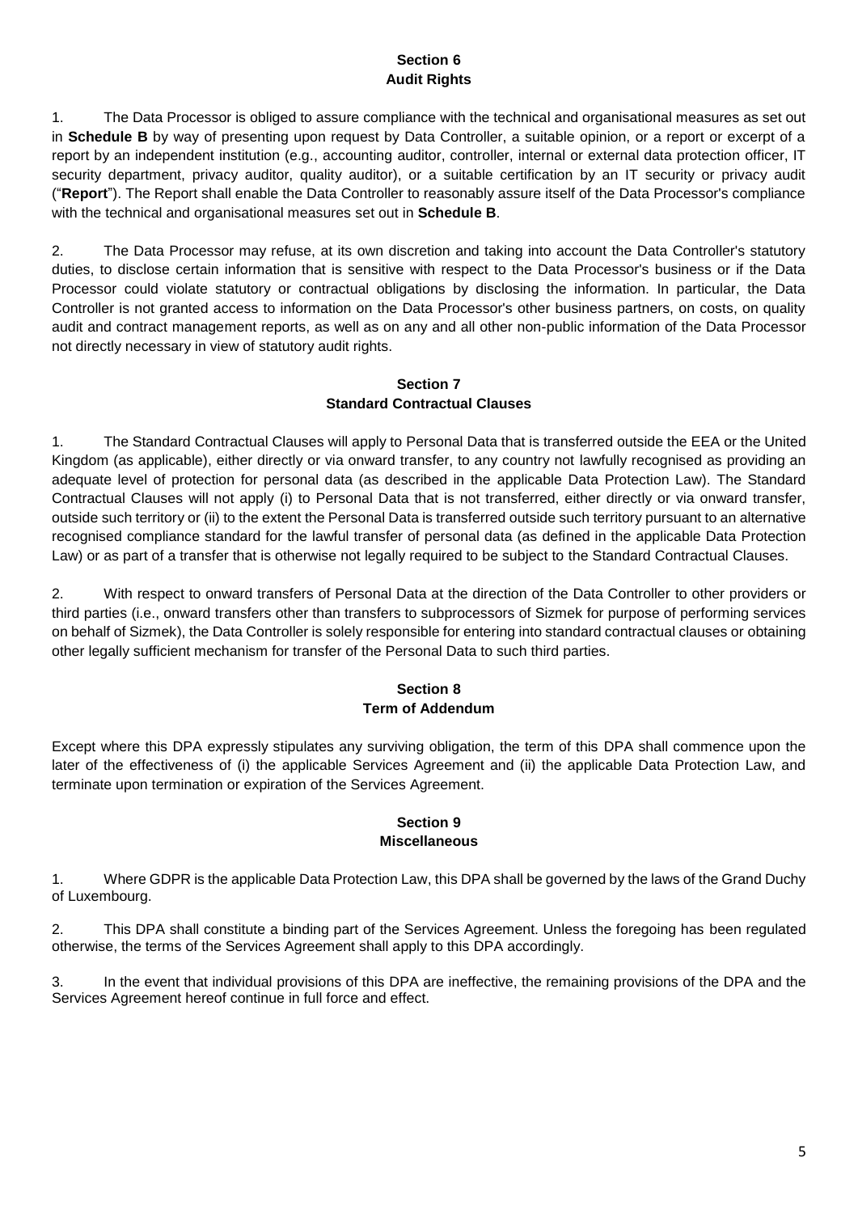## Section 6
## Audit Rights

1. The Data Processor is obliged to assure compliance with the technical and organisational measures as set out in **Schedule B** by way of presenting upon request by Data Controller, a suitable opinion, or a report or excerpt of a report by an independent institution (e.g., accounting auditor, controller, internal or external data protection officer, IT security department, privacy auditor, quality auditor), or a suitable certification by an IT security or privacy audit ("**Report**"). The Report shall enable the Data Controller to reasonably assure itself of the Data Processor's compliance with the technical and organisational measures set out in **Schedule B**.

2. The Data Processor may refuse, at its own discretion and taking into account the Data Controller's statutory duties, to disclose certain information that is sensitive with respect to the Data Processor's business or if the Data Processor could violate statutory or contractual obligations by disclosing the information. In particular, the Data Controller is not granted access to information on the Data Processor's other business partners, on costs, on quality audit and contract management reports, as well as on any and all other non-public information of the Data Processor not directly necessary in view of statutory audit rights.

## Section 7
## Standard Contractual Clauses

1. The Standard Contractual Clauses will apply to Personal Data that is transferred outside the EEA or the United Kingdom (as applicable), either directly or via onward transfer, to any country not lawfully recognised as providing an adequate level of protection for personal data (as described in the applicable Data Protection Law). The Standard Contractual Clauses will not apply (i) to Personal Data that is not transferred, either directly or via onward transfer, outside such territory or (ii) to the extent the Personal Data is transferred outside such territory pursuant to an alternative recognised compliance standard for the lawful transfer of personal data (as defined in the applicable Data Protection Law) or as part of a transfer that is otherwise not legally required to be subject to the Standard Contractual Clauses.

2. With respect to onward transfers of Personal Data at the direction of the Data Controller to other providers or third parties (i.e., onward transfers other than transfers to subprocessors of Sizmek for purpose of performing services on behalf of Sizmek), the Data Controller is solely responsible for entering into standard contractual clauses or obtaining other legally sufficient mechanism for transfer of the Personal Data to such third parties.

## Section 8
## Term of Addendum

Except where this DPA expressly stipulates any surviving obligation, the term of this DPA shall commence upon the later of the effectiveness of (i) the applicable Services Agreement and (ii) the applicable Data Protection Law, and terminate upon termination or expiration of the Services Agreement.

## Section 9
## Miscellaneous

1. Where GDPR is the applicable Data Protection Law, this DPA shall be governed by the laws of the Grand Duchy of Luxembourg.

2. This DPA shall constitute a binding part of the Services Agreement. Unless the foregoing has been regulated otherwise, the terms of the Services Agreement shall apply to this DPA accordingly.

3. In the event that individual provisions of this DPA are ineffective, the remaining provisions of the DPA and the Services Agreement hereof continue in full force and effect.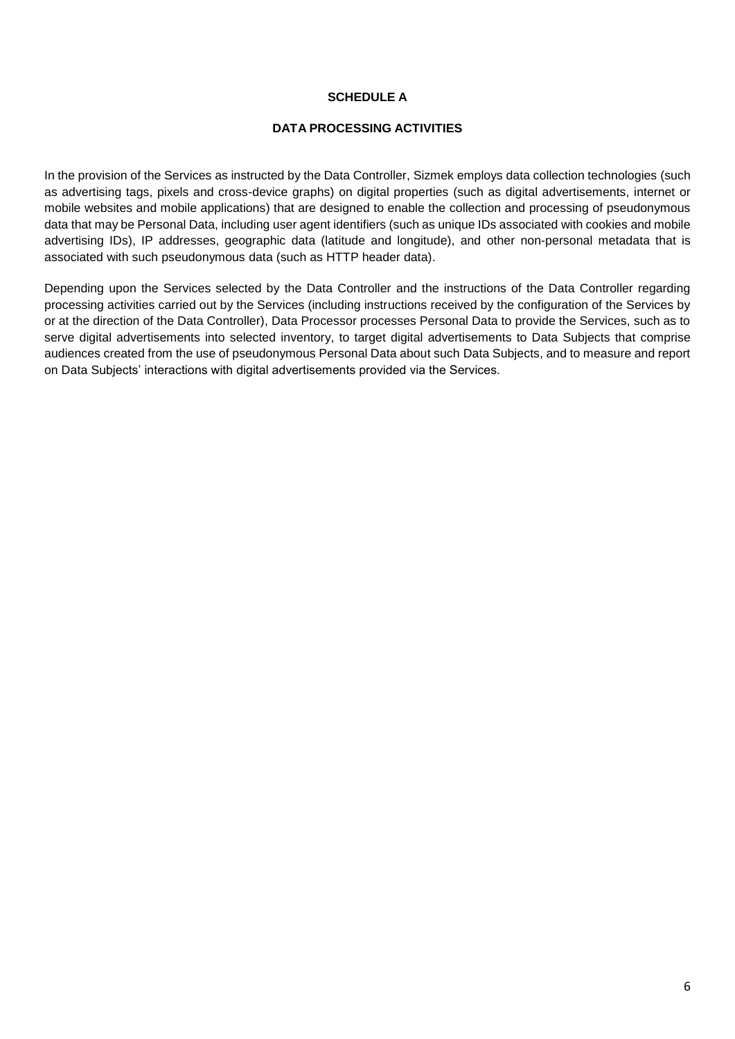**SCHEDULE A**

**DATA PROCESSING ACTIVITIES**

In the provision of the Services as instructed by the Data Controller, Sizmek employs data collection technologies (such as advertising tags, pixels and cross-device graphs) on digital properties (such as digital advertisements, internet or mobile websites and mobile applications) that are designed to enable the collection and processing of pseudonymous data that may be Personal Data, including user agent identifiers (such as unique IDs associated with cookies and mobile advertising IDs), IP addresses, geographic data (latitude and longitude), and other non-personal metadata that is associated with such pseudonymous data (such as HTTP header data).

Depending upon the Services selected by the Data Controller and the instructions of the Data Controller regarding processing activities carried out by the Services (including instructions received by the configuration of the Services by or at the direction of the Data Controller), Data Processor processes Personal Data to provide the Services, such as to serve digital advertisements into selected inventory, to target digital advertisements to Data Subjects that comprise audiences created from the use of pseudonymous Personal Data about such Data Subjects, and to measure and report on Data Subjects' interactions with digital advertisements provided via the Services.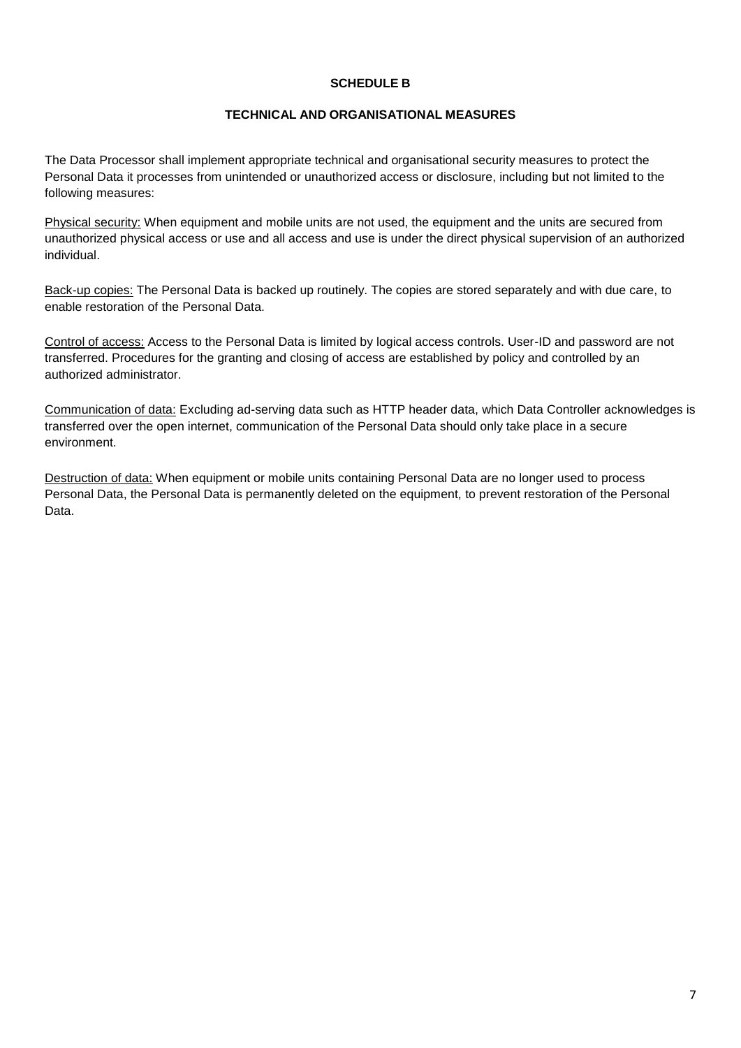**SCHEDULE B**

**TECHNICAL AND ORGANISATIONAL MEASURES**

The Data Processor shall implement appropriate technical and organisational security measures to protect the Personal Data it processes from unintended or unauthorized access or disclosure, including but not limited to the following measures:

<u>Physical security:</u> When equipment and mobile units are not used, the equipment and the units are secured from unauthorized physical access or use and all access and use is under the direct physical supervision of an authorized individual.

<u>Back-up copies:</u> The Personal Data is backed up routinely. The copies are stored separately and with due care, to enable restoration of the Personal Data.

<u>Control of access:</u> Access to the Personal Data is limited by logical access controls. User-ID and password are not transferred. Procedures for the granting and closing of access are established by policy and controlled by an authorized administrator.

<u>Communication of data:</u> Excluding ad-serving data such as HTTP header data, which Data Controller acknowledges is transferred over the open internet, communication of the Personal Data should only take place in a secure environment.

<u>Destruction of data:</u> When equipment or mobile units containing Personal Data are no longer used to process Personal Data, the Personal Data is permanently deleted on the equipment, to prevent restoration of the Personal Data.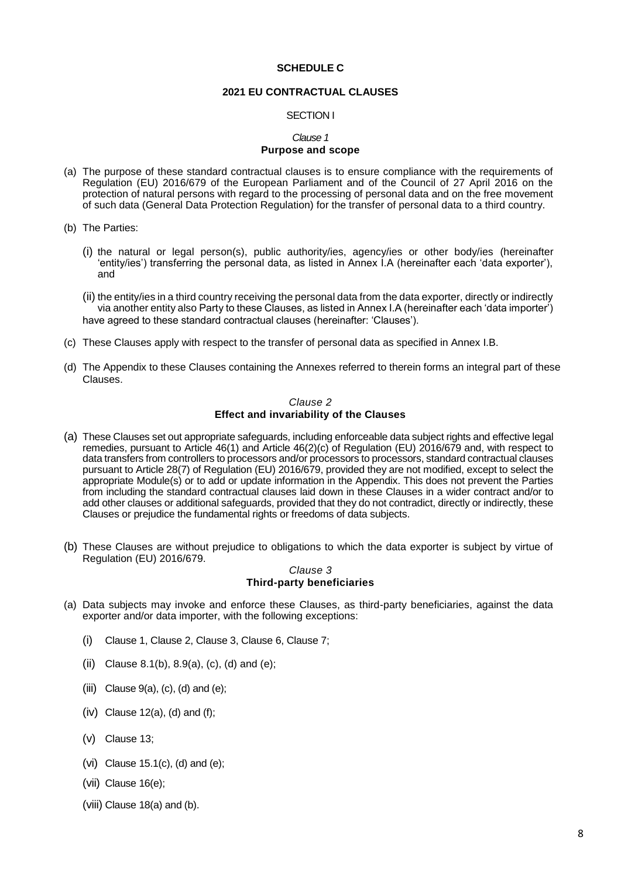# SCHEDULE C

## 2021 EU CONTRACTUAL CLAUSES

### SECTION I

*Clause 1*
**Purpose and scope**

(a) The purpose of these standard contractual clauses is to ensure compliance with the requirements of Regulation (EU) 2016/679 of the European Parliament and of the Council of 27 April 2016 on the protection of natural persons with regard to the processing of personal data and on the free movement of such data (General Data Protection Regulation) for the transfer of personal data to a third country.

(b) The Parties:

  (i) the natural or legal person(s), public authority/ies, agency/ies or other body/ies (hereinafter 'entity/ies') transferring the personal data, as listed in Annex I.A (hereinafter each 'data exporter'), and

  (ii) the entity/ies in a third country receiving the personal data from the data exporter, directly or indirectly via another entity also Party to these Clauses, as listed in Annex I.A (hereinafter each 'data importer')

have agreed to these standard contractual clauses (hereinafter: 'Clauses').

(c) These Clauses apply with respect to the transfer of personal data as specified in Annex I.B.

(d) The Appendix to these Clauses containing the Annexes referred to therein forms an integral part of these Clauses.

*Clause 2*
**Effect and invariability of the Clauses**

(a) These Clauses set out appropriate safeguards, including enforceable data subject rights and effective legal remedies, pursuant to Article 46(1) and Article 46(2)(c) of Regulation (EU) 2016/679 and, with respect to data transfers from controllers to processors and/or processors to processors, standard contractual clauses pursuant to Article 28(7) of Regulation (EU) 2016/679, provided they are not modified, except to select the appropriate Module(s) or to add or update information in the Appendix. This does not prevent the Parties from including the standard contractual clauses laid down in these Clauses in a wider contract and/or to add other clauses or additional safeguards, provided that they do not contradict, directly or indirectly, these Clauses or prejudice the fundamental rights or freedoms of data subjects.

(b) These Clauses are without prejudice to obligations to which the data exporter is subject by virtue of Regulation (EU) 2016/679.

*Clause 3*
**Third-party beneficiaries**

(a) Data subjects may invoke and enforce these Clauses, as third-party beneficiaries, against the data exporter and/or data importer, with the following exceptions:

  (i) Clause 1, Clause 2, Clause 3, Clause 6, Clause 7;

  (ii) Clause 8.1(b), 8.9(a), (c), (d) and (e);

  (iii) Clause 9(a), (c), (d) and (e);

  (iv) Clause 12(a), (d) and (f);

  (v) Clause 13;

  (vi) Clause 15.1(c), (d) and (e);

  (vii) Clause 16(e);

  (viii) Clause 18(a) and (b).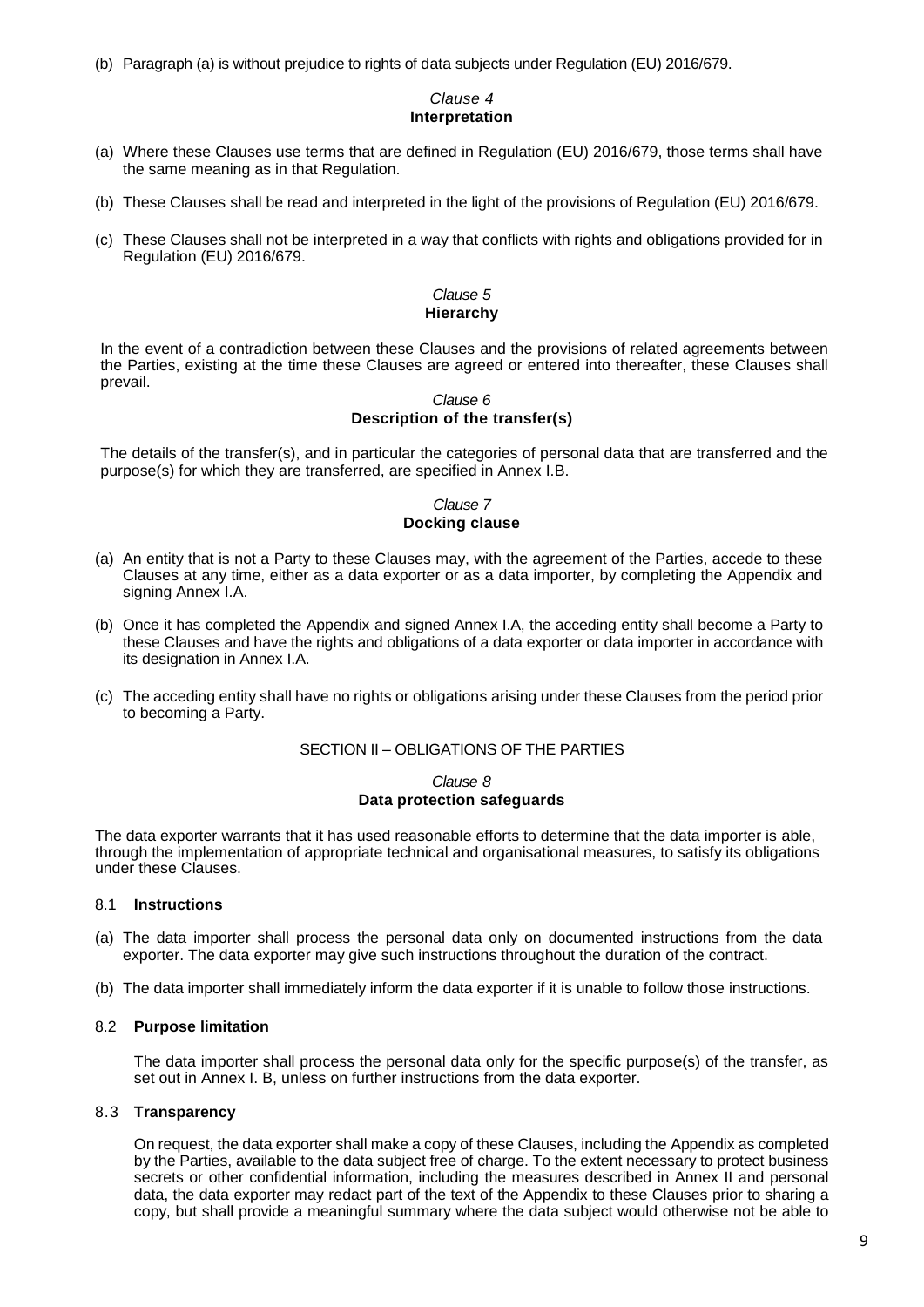(b) Paragraph (a) is without prejudice to rights of data subjects under Regulation (EU) 2016/679.

*Clause 4*
**Interpretation**

(a) Where these Clauses use terms that are defined in Regulation (EU) 2016/679, those terms shall have the same meaning as in that Regulation.

(b) These Clauses shall be read and interpreted in the light of the provisions of Regulation (EU) 2016/679.

(c) These Clauses shall not be interpreted in a way that conflicts with rights and obligations provided for in Regulation (EU) 2016/679.

*Clause 5*
**Hierarchy**

In the event of a contradiction between these Clauses and the provisions of related agreements between the Parties, existing at the time these Clauses are agreed or entered into thereafter, these Clauses shall prevail.

*Clause 6*
**Description of the transfer(s)**

The details of the transfer(s), and in particular the categories of personal data that are transferred and the purpose(s) for which they are transferred, are specified in Annex I.B.

*Clause 7*
**Docking clause**

(a) An entity that is not a Party to these Clauses may, with the agreement of the Parties, accede to these Clauses at any time, either as a data exporter or as a data importer, by completing the Appendix and signing Annex I.A.

(b) Once it has completed the Appendix and signed Annex I.A, the acceding entity shall become a Party to these Clauses and have the rights and obligations of a data exporter or data importer in accordance with its designation in Annex I.A.

(c) The acceding entity shall have no rights or obligations arising under these Clauses from the period prior to becoming a Party.

SECTION II – OBLIGATIONS OF THE PARTIES

*Clause 8*
**Data protection safeguards**

The data exporter warrants that it has used reasonable efforts to determine that the data importer is able, through the implementation of appropriate technical and organisational measures, to satisfy its obligations under these Clauses.

8.1 **Instructions**

(a) The data importer shall process the personal data only on documented instructions from the data exporter. The data exporter may give such instructions throughout the duration of the contract.

(b) The data importer shall immediately inform the data exporter if it is unable to follow those instructions.

8.2 **Purpose limitation**

The data importer shall process the personal data only for the specific purpose(s) of the transfer, as set out in Annex I. B, unless on further instructions from the data exporter.

8.3 **Transparency**

On request, the data exporter shall make a copy of these Clauses, including the Appendix as completed by the Parties, available to the data subject free of charge. To the extent necessary to protect business secrets or other confidential information, including the measures described in Annex II and personal data, the data exporter may redact part of the text of the Appendix to these Clauses prior to sharing a copy, but shall provide a meaningful summary where the data subject would otherwise not be able to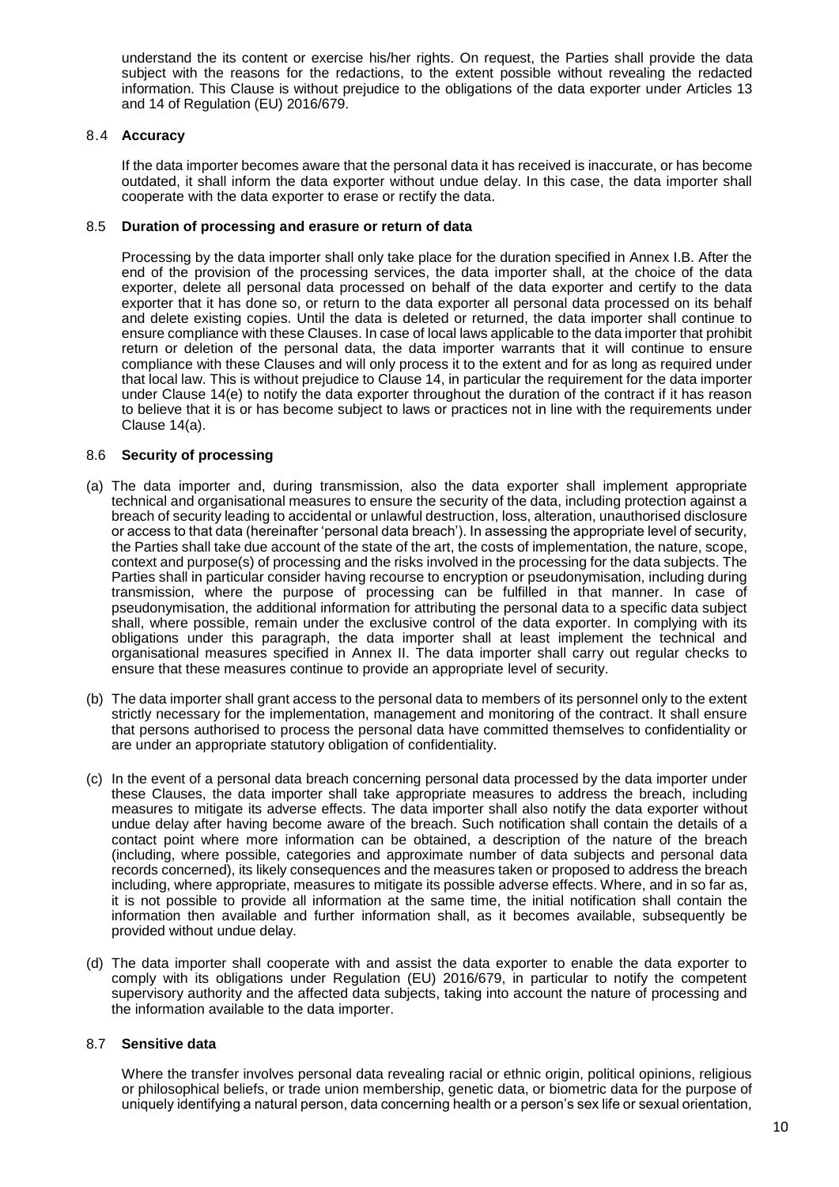understand the its content or exercise his/her rights. On request, the Parties shall provide the data subject with the reasons for the redactions, to the extent possible without revealing the redacted information. This Clause is without prejudice to the obligations of the data exporter under Articles 13 and 14 of Regulation (EU) 2016/679.

### 8.4 **Accuracy**

If the data importer becomes aware that the personal data it has received is inaccurate, or has become outdated, it shall inform the data exporter without undue delay. In this case, the data importer shall cooperate with the data exporter to erase or rectify the data.

### 8.5 **Duration of processing and erasure or return of data**

Processing by the data importer shall only take place for the duration specified in Annex I.B. After the end of the provision of the processing services, the data importer shall, at the choice of the data exporter, delete all personal data processed on behalf of the data exporter and certify to the data exporter that it has done so, or return to the data exporter all personal data processed on its behalf and delete existing copies. Until the data is deleted or returned, the data importer shall continue to ensure compliance with these Clauses. In case of local laws applicable to the data importer that prohibit return or deletion of the personal data, the data importer warrants that it will continue to ensure compliance with these Clauses and will only process it to the extent and for as long as required under that local law. This is without prejudice to Clause 14, in particular the requirement for the data importer under Clause 14(e) to notify the data exporter throughout the duration of the contract if it has reason to believe that it is or has become subject to laws or practices not in line with the requirements under Clause 14(a).

### 8.6 **Security of processing**

(a) The data importer and, during transmission, also the data exporter shall implement appropriate technical and organisational measures to ensure the security of the data, including protection against a breach of security leading to accidental or unlawful destruction, loss, alteration, unauthorised disclosure or access to that data (hereinafter 'personal data breach'). In assessing the appropriate level of security, the Parties shall take due account of the state of the art, the costs of implementation, the nature, scope, context and purpose(s) of processing and the risks involved in the processing for the data subjects. The Parties shall in particular consider having recourse to encryption or pseudonymisation, including during transmission, where the purpose of processing can be fulfilled in that manner. In case of pseudonymisation, the additional information for attributing the personal data to a specific data subject shall, where possible, remain under the exclusive control of the data exporter. In complying with its obligations under this paragraph, the data importer shall at least implement the technical and organisational measures specified in Annex II. The data importer shall carry out regular checks to ensure that these measures continue to provide an appropriate level of security.

(b) The data importer shall grant access to the personal data to members of its personnel only to the extent strictly necessary for the implementation, management and monitoring of the contract. It shall ensure that persons authorised to process the personal data have committed themselves to confidentiality or are under an appropriate statutory obligation of confidentiality.

(c) In the event of a personal data breach concerning personal data processed by the data importer under these Clauses, the data importer shall take appropriate measures to address the breach, including measures to mitigate its adverse effects. The data importer shall also notify the data exporter without undue delay after having become aware of the breach. Such notification shall contain the details of a contact point where more information can be obtained, a description of the nature of the breach (including, where possible, categories and approximate number of data subjects and personal data records concerned), its likely consequences and the measures taken or proposed to address the breach including, where appropriate, measures to mitigate its possible adverse effects. Where, and in so far as, it is not possible to provide all information at the same time, the initial notification shall contain the information then available and further information shall, as it becomes available, subsequently be provided without undue delay.

(d) The data importer shall cooperate with and assist the data exporter to enable the data exporter to comply with its obligations under Regulation (EU) 2016/679, in particular to notify the competent supervisory authority and the affected data subjects, taking into account the nature of processing and the information available to the data importer.

### 8.7 **Sensitive data**

Where the transfer involves personal data revealing racial or ethnic origin, political opinions, religious or philosophical beliefs, or trade union membership, genetic data, or biometric data for the purpose of uniquely identifying a natural person, data concerning health or a person's sex life or sexual orientation,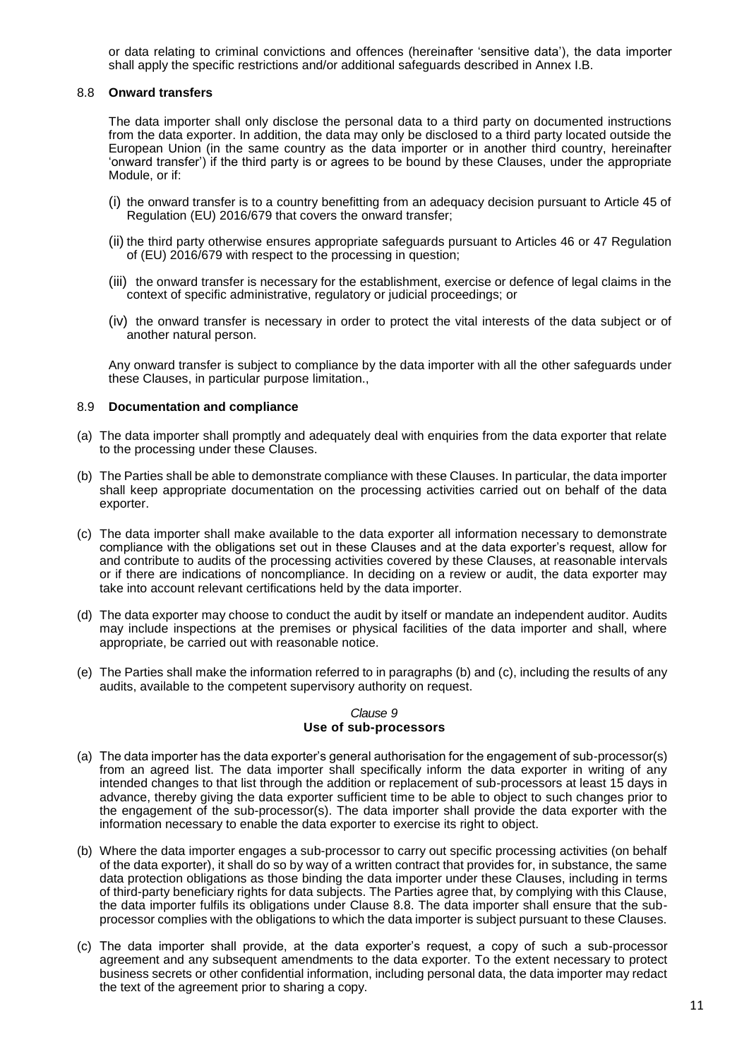or data relating to criminal convictions and offences (hereinafter 'sensitive data'), the data importer shall apply the specific restrictions and/or additional safeguards described in Annex I.B.

8.8 **Onward transfers**

The data importer shall only disclose the personal data to a third party on documented instructions from the data exporter. In addition, the data may only be disclosed to a third party located outside the European Union (in the same country as the data importer or in another third country, hereinafter 'onward transfer') if the third party is or agrees to be bound by these Clauses, under the appropriate Module, or if:

(i) the onward transfer is to a country benefitting from an adequacy decision pursuant to Article 45 of Regulation (EU) 2016/679 that covers the onward transfer;

(ii) the third party otherwise ensures appropriate safeguards pursuant to Articles 46 or 47 Regulation of (EU) 2016/679 with respect to the processing in question;

(iii) the onward transfer is necessary for the establishment, exercise or defence of legal claims in the context of specific administrative, regulatory or judicial proceedings; or

(iv) the onward transfer is necessary in order to protect the vital interests of the data subject or of another natural person.

Any onward transfer is subject to compliance by the data importer with all the other safeguards under these Clauses, in particular purpose limitation.,

8.9 **Documentation and compliance**

(a) The data importer shall promptly and adequately deal with enquiries from the data exporter that relate to the processing under these Clauses.

(b) The Parties shall be able to demonstrate compliance with these Clauses. In particular, the data importer shall keep appropriate documentation on the processing activities carried out on behalf of the data exporter.

(c) The data importer shall make available to the data exporter all information necessary to demonstrate compliance with the obligations set out in these Clauses and at the data exporter's request, allow for and contribute to audits of the processing activities covered by these Clauses, at reasonable intervals or if there are indications of noncompliance. In deciding on a review or audit, the data exporter may take into account relevant certifications held by the data importer.

(d) The data exporter may choose to conduct the audit by itself or mandate an independent auditor. Audits may include inspections at the premises or physical facilities of the data importer and shall, where appropriate, be carried out with reasonable notice.

(e) The Parties shall make the information referred to in paragraphs (b) and (c), including the results of any audits, available to the competent supervisory authority on request.

*Clause 9*
**Use of sub-processors**

(a) The data importer has the data exporter's general authorisation for the engagement of sub-processor(s) from an agreed list. The data importer shall specifically inform the data exporter in writing of any intended changes to that list through the addition or replacement of sub-processors at least 15 days in advance, thereby giving the data exporter sufficient time to be able to object to such changes prior to the engagement of the sub-processor(s). The data importer shall provide the data exporter with the information necessary to enable the data exporter to exercise its right to object.

(b) Where the data importer engages a sub-processor to carry out specific processing activities (on behalf of the data exporter), it shall do so by way of a written contract that provides for, in substance, the same data protection obligations as those binding the data importer under these Clauses, including in terms of third-party beneficiary rights for data subjects. The Parties agree that, by complying with this Clause, the data importer fulfils its obligations under Clause 8.8. The data importer shall ensure that the sub-processor complies with the obligations to which the data importer is subject pursuant to these Clauses.

(c) The data importer shall provide, at the data exporter's request, a copy of such a sub-processor agreement and any subsequent amendments to the data exporter. To the extent necessary to protect business secrets or other confidential information, including personal data, the data importer may redact the text of the agreement prior to sharing a copy.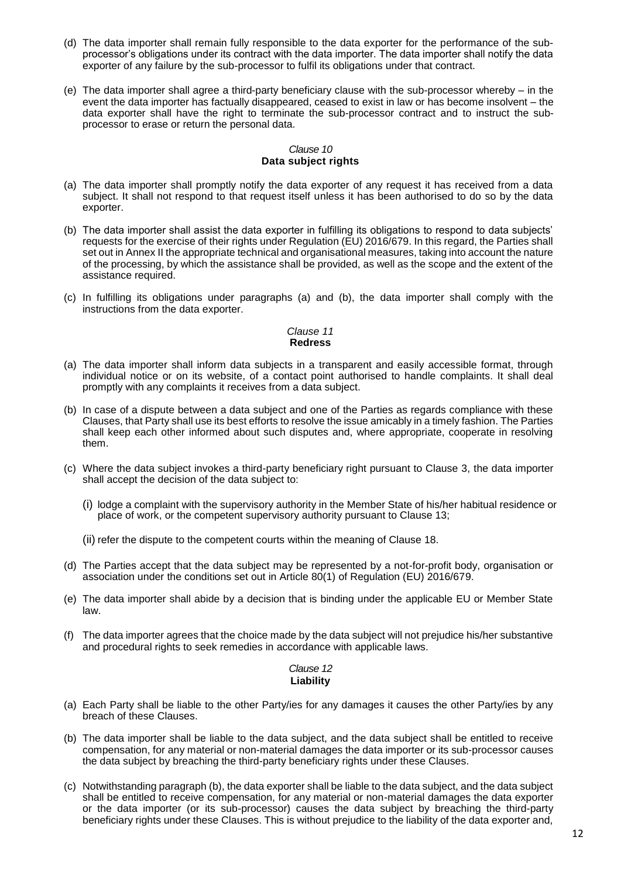(d) The data importer shall remain fully responsible to the data exporter for the performance of the sub-processor's obligations under its contract with the data importer. The data importer shall notify the data exporter of any failure by the sub-processor to fulfil its obligations under that contract.

(e) The data importer shall agree a third-party beneficiary clause with the sub-processor whereby – in the event the data importer has factually disappeared, ceased to exist in law or has become insolvent – the data exporter shall have the right to terminate the sub-processor contract and to instruct the sub-processor to erase or return the personal data.

*Clause 10*
**Data subject rights**

(a) The data importer shall promptly notify the data exporter of any request it has received from a data subject. It shall not respond to that request itself unless it has been authorised to do so by the data exporter.

(b) The data importer shall assist the data exporter in fulfilling its obligations to respond to data subjects' requests for the exercise of their rights under Regulation (EU) 2016/679. In this regard, the Parties shall set out in Annex II the appropriate technical and organisational measures, taking into account the nature of the processing, by which the assistance shall be provided, as well as the scope and the extent of the assistance required.

(c) In fulfilling its obligations under paragraphs (a) and (b), the data importer shall comply with the instructions from the data exporter.

*Clause 11*
**Redress**

(a) The data importer shall inform data subjects in a transparent and easily accessible format, through individual notice or on its website, of a contact point authorised to handle complaints. It shall deal promptly with any complaints it receives from a data subject.

(b) In case of a dispute between a data subject and one of the Parties as regards compliance with these Clauses, that Party shall use its best efforts to resolve the issue amicably in a timely fashion. The Parties shall keep each other informed about such disputes and, where appropriate, cooperate in resolving them.

(c) Where the data subject invokes a third-party beneficiary right pursuant to Clause 3, the data importer shall accept the decision of the data subject to:

(i) lodge a complaint with the supervisory authority in the Member State of his/her habitual residence or place of work, or the competent supervisory authority pursuant to Clause 13;

(ii) refer the dispute to the competent courts within the meaning of Clause 18.

(d) The Parties accept that the data subject may be represented by a not-for-profit body, organisation or association under the conditions set out in Article 80(1) of Regulation (EU) 2016/679.

(e) The data importer shall abide by a decision that is binding under the applicable EU or Member State law.

(f) The data importer agrees that the choice made by the data subject will not prejudice his/her substantive and procedural rights to seek remedies in accordance with applicable laws.

*Clause 12*
**Liability**

(a) Each Party shall be liable to the other Party/ies for any damages it causes the other Party/ies by any breach of these Clauses.

(b) The data importer shall be liable to the data subject, and the data subject shall be entitled to receive compensation, for any material or non-material damages the data importer or its sub-processor causes the data subject by breaching the third-party beneficiary rights under these Clauses.

(c) Notwithstanding paragraph (b), the data exporter shall be liable to the data subject, and the data subject shall be entitled to receive compensation, for any material or non-material damages the data exporter or the data importer (or its sub-processor) causes the data subject by breaching the third-party beneficiary rights under these Clauses. This is without prejudice to the liability of the data exporter and,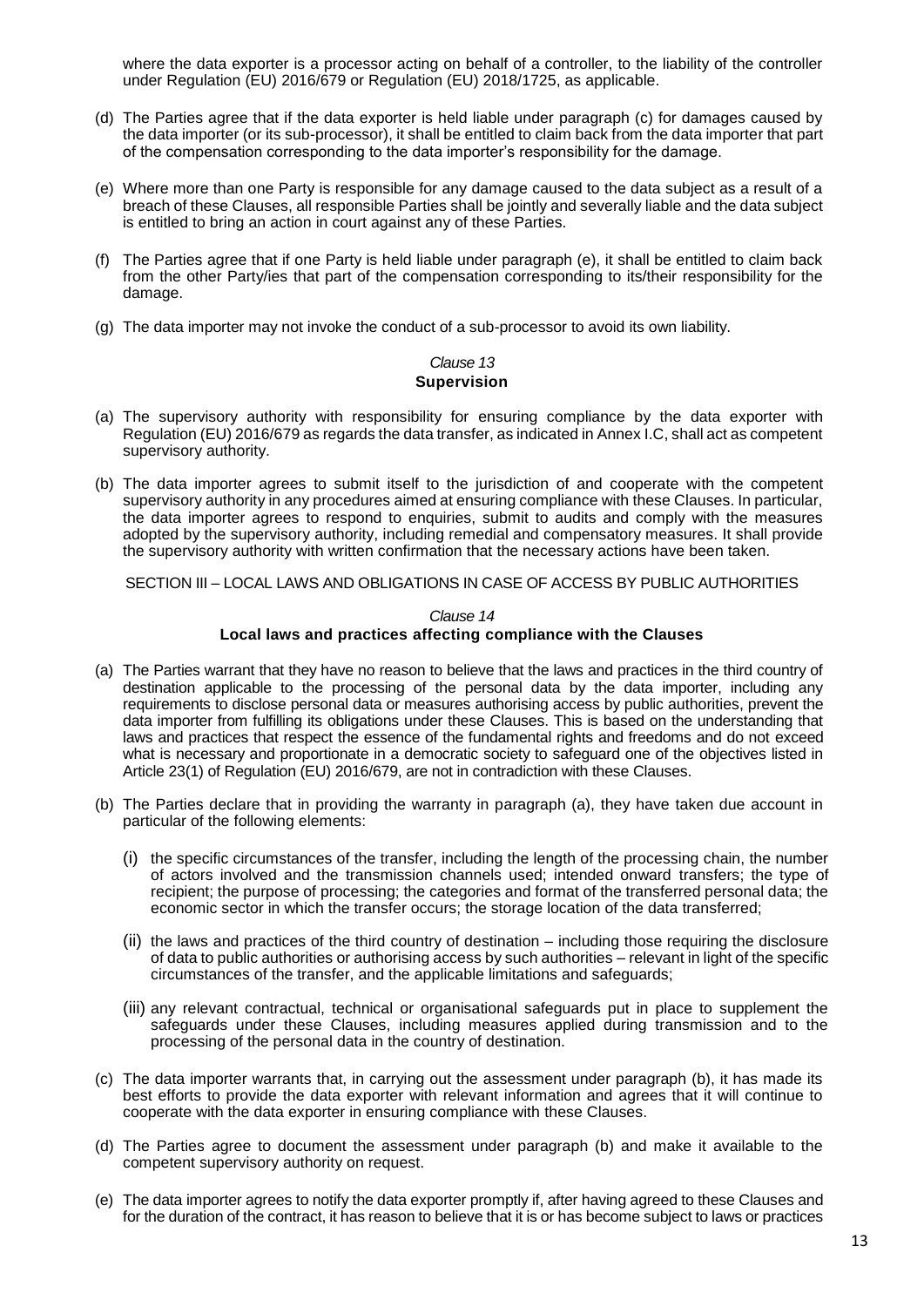where the data exporter is a processor acting on behalf of a controller, to the liability of the controller under Regulation (EU) 2016/679 or Regulation (EU) 2018/1725, as applicable.

(d) The Parties agree that if the data exporter is held liable under paragraph (c) for damages caused by the data importer (or its sub-processor), it shall be entitled to claim back from the data importer that part of the compensation corresponding to the data importer's responsibility for the damage.

(e) Where more than one Party is responsible for any damage caused to the data subject as a result of a breach of these Clauses, all responsible Parties shall be jointly and severally liable and the data subject is entitled to bring an action in court against any of these Parties.

(f) The Parties agree that if one Party is held liable under paragraph (e), it shall be entitled to claim back from the other Party/ies that part of the compensation corresponding to its/their responsibility for the damage.

(g) The data importer may not invoke the conduct of a sub-processor to avoid its own liability.

*Clause 13*
**Supervision**

(a) The supervisory authority with responsibility for ensuring compliance by the data exporter with Regulation (EU) 2016/679 as regards the data transfer, as indicated in Annex I.C, shall act as competent supervisory authority.

(b) The data importer agrees to submit itself to the jurisdiction of and cooperate with the competent supervisory authority in any procedures aimed at ensuring compliance with these Clauses. In particular, the data importer agrees to respond to enquiries, submit to audits and comply with the measures adopted by the supervisory authority, including remedial and compensatory measures. It shall provide the supervisory authority with written confirmation that the necessary actions have been taken.

SECTION III – LOCAL LAWS AND OBLIGATIONS IN CASE OF ACCESS BY PUBLIC AUTHORITIES

*Clause 14*
**Local laws and practices affecting compliance with the Clauses**

(a) The Parties warrant that they have no reason to believe that the laws and practices in the third country of destination applicable to the processing of the personal data by the data importer, including any requirements to disclose personal data or measures authorising access by public authorities, prevent the data importer from fulfilling its obligations under these Clauses. This is based on the understanding that laws and practices that respect the essence of the fundamental rights and freedoms and do not exceed what is necessary and proportionate in a democratic society to safeguard one of the objectives listed in Article 23(1) of Regulation (EU) 2016/679, are not in contradiction with these Clauses.

(b) The Parties declare that in providing the warranty in paragraph (a), they have taken due account in particular of the following elements:

   (i) the specific circumstances of the transfer, including the length of the processing chain, the number of actors involved and the transmission channels used; intended onward transfers; the type of recipient; the purpose of processing; the categories and format of the transferred personal data; the economic sector in which the transfer occurs; the storage location of the data transferred;

   (ii) the laws and practices of the third country of destination – including those requiring the disclosure of data to public authorities or authorising access by such authorities – relevant in light of the specific circumstances of the transfer, and the applicable limitations and safeguards;

   (iii) any relevant contractual, technical or organisational safeguards put in place to supplement the safeguards under these Clauses, including measures applied during transmission and to the processing of the personal data in the country of destination.

(c) The data importer warrants that, in carrying out the assessment under paragraph (b), it has made its best efforts to provide the data exporter with relevant information and agrees that it will continue to cooperate with the data exporter in ensuring compliance with these Clauses.

(d) The Parties agree to document the assessment under paragraph (b) and make it available to the competent supervisory authority on request.

(e) The data importer agrees to notify the data exporter promptly if, after having agreed to these Clauses and for the duration of the contract, it has reason to believe that it is or has become subject to laws or practices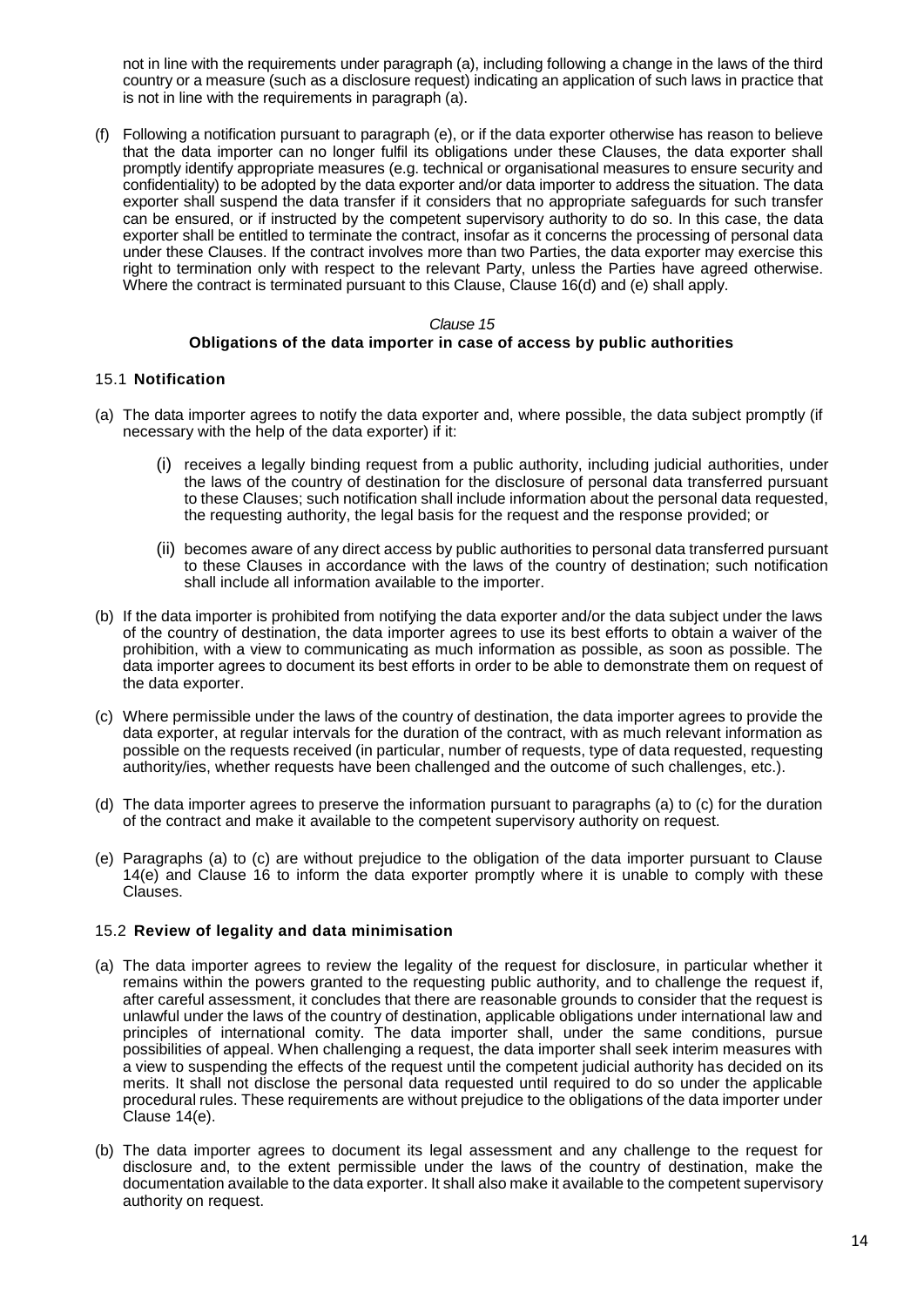not in line with the requirements under paragraph (a), including following a change in the laws of the third country or a measure (such as a disclosure request) indicating an application of such laws in practice that is not in line with the requirements in paragraph (a).

(f) Following a notification pursuant to paragraph (e), or if the data exporter otherwise has reason to believe that the data importer can no longer fulfil its obligations under these Clauses, the data exporter shall promptly identify appropriate measures (e.g. technical or organisational measures to ensure security and confidentiality) to be adopted by the data exporter and/or data importer to address the situation. The data exporter shall suspend the data transfer if it considers that no appropriate safeguards for such transfer can be ensured, or if instructed by the competent supervisory authority to do so. In this case, the data exporter shall be entitled to terminate the contract, insofar as it concerns the processing of personal data under these Clauses. If the contract involves more than two Parties, the data exporter may exercise this right to termination only with respect to the relevant Party, unless the Parties have agreed otherwise. Where the contract is terminated pursuant to this Clause, Clause 16(d) and (e) shall apply.

*Clause 15*

**Obligations of the data importer in case of access by public authorities**

15.1 **Notification**

(a) The data importer agrees to notify the data exporter and, where possible, the data subject promptly (if necessary with the help of the data exporter) if it:

   (i) receives a legally binding request from a public authority, including judicial authorities, under the laws of the country of destination for the disclosure of personal data transferred pursuant to these Clauses; such notification shall include information about the personal data requested, the requesting authority, the legal basis for the request and the response provided; or

   (ii) becomes aware of any direct access by public authorities to personal data transferred pursuant to these Clauses in accordance with the laws of the country of destination; such notification shall include all information available to the importer.

(b) If the data importer is prohibited from notifying the data exporter and/or the data subject under the laws of the country of destination, the data importer agrees to use its best efforts to obtain a waiver of the prohibition, with a view to communicating as much information as possible, as soon as possible. The data importer agrees to document its best efforts in order to be able to demonstrate them on request of the data exporter.

(c) Where permissible under the laws of the country of destination, the data importer agrees to provide the data exporter, at regular intervals for the duration of the contract, with as much relevant information as possible on the requests received (in particular, number of requests, type of data requested, requesting authority/ies, whether requests have been challenged and the outcome of such challenges, etc.).

(d) The data importer agrees to preserve the information pursuant to paragraphs (a) to (c) for the duration of the contract and make it available to the competent supervisory authority on request.

(e) Paragraphs (a) to (c) are without prejudice to the obligation of the data importer pursuant to Clause 14(e) and Clause 16 to inform the data exporter promptly where it is unable to comply with these Clauses.

15.2 **Review of legality and data minimisation**

(a) The data importer agrees to review the legality of the request for disclosure, in particular whether it remains within the powers granted to the requesting public authority, and to challenge the request if, after careful assessment, it concludes that there are reasonable grounds to consider that the request is unlawful under the laws of the country of destination, applicable obligations under international law and principles of international comity. The data importer shall, under the same conditions, pursue possibilities of appeal. When challenging a request, the data importer shall seek interim measures with a view to suspending the effects of the request until the competent judicial authority has decided on its merits. It shall not disclose the personal data requested until required to do so under the applicable procedural rules. These requirements are without prejudice to the obligations of the data importer under Clause 14(e).

(b) The data importer agrees to document its legal assessment and any challenge to the request for disclosure and, to the extent permissible under the laws of the country of destination, make the documentation available to the data exporter. It shall also make it available to the competent supervisory authority on request.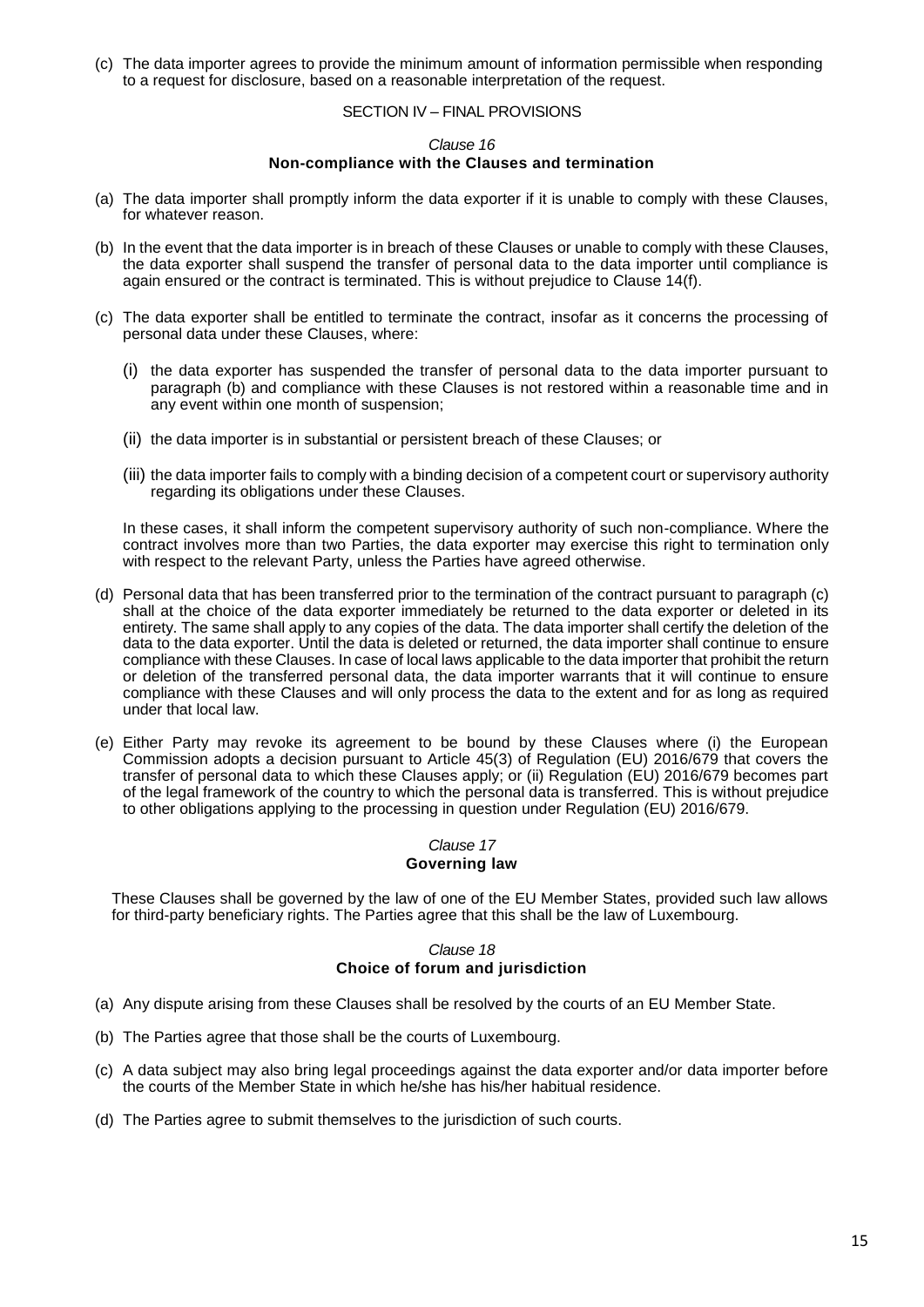(c) The data importer agrees to provide the minimum amount of information permissible when responding to a request for disclosure, based on a reasonable interpretation of the request.

## SECTION IV – FINAL PROVISIONS

### *Clause 16*
### Non-compliance with the Clauses and termination

(a) The data importer shall promptly inform the data exporter if it is unable to comply with these Clauses, for whatever reason.

(b) In the event that the data importer is in breach of these Clauses or unable to comply with these Clauses, the data exporter shall suspend the transfer of personal data to the data importer until compliance is again ensured or the contract is terminated. This is without prejudice to Clause 14(f).

(c) The data exporter shall be entitled to terminate the contract, insofar as it concerns the processing of personal data under these Clauses, where:

   (i) the data exporter has suspended the transfer of personal data to the data importer pursuant to paragraph (b) and compliance with these Clauses is not restored within a reasonable time and in any event within one month of suspension;

   (ii) the data importer is in substantial or persistent breach of these Clauses; or

   (iii) the data importer fails to comply with a binding decision of a competent court or supervisory authority regarding its obligations under these Clauses.

   In these cases, it shall inform the competent supervisory authority of such non-compliance. Where the contract involves more than two Parties, the data exporter may exercise this right to termination only with respect to the relevant Party, unless the Parties have agreed otherwise.

(d) Personal data that has been transferred prior to the termination of the contract pursuant to paragraph (c) shall at the choice of the data exporter immediately be returned to the data exporter or deleted in its entirety. The same shall apply to any copies of the data. The data importer shall certify the deletion of the data to the data exporter. Until the data is deleted or returned, the data importer shall continue to ensure compliance with these Clauses. In case of local laws applicable to the data importer that prohibit the return or deletion of the transferred personal data, the data importer warrants that it will continue to ensure compliance with these Clauses and will only process the data to the extent and for as long as required under that local law.

(e) Either Party may revoke its agreement to be bound by these Clauses where (i) the European Commission adopts a decision pursuant to Article 45(3) of Regulation (EU) 2016/679 that covers the transfer of personal data to which these Clauses apply; or (ii) Regulation (EU) 2016/679 becomes part of the legal framework of the country to which the personal data is transferred. This is without prejudice to other obligations applying to the processing in question under Regulation (EU) 2016/679.

### *Clause 17*
### Governing law

These Clauses shall be governed by the law of one of the EU Member States, provided such law allows for third-party beneficiary rights. The Parties agree that this shall be the law of Luxembourg.

### *Clause 18*
### Choice of forum and jurisdiction

(a) Any dispute arising from these Clauses shall be resolved by the courts of an EU Member State.

(b) The Parties agree that those shall be the courts of Luxembourg.

(c) A data subject may also bring legal proceedings against the data exporter and/or data importer before the courts of the Member State in which he/she has his/her habitual residence.

(d) The Parties agree to submit themselves to the jurisdiction of such courts.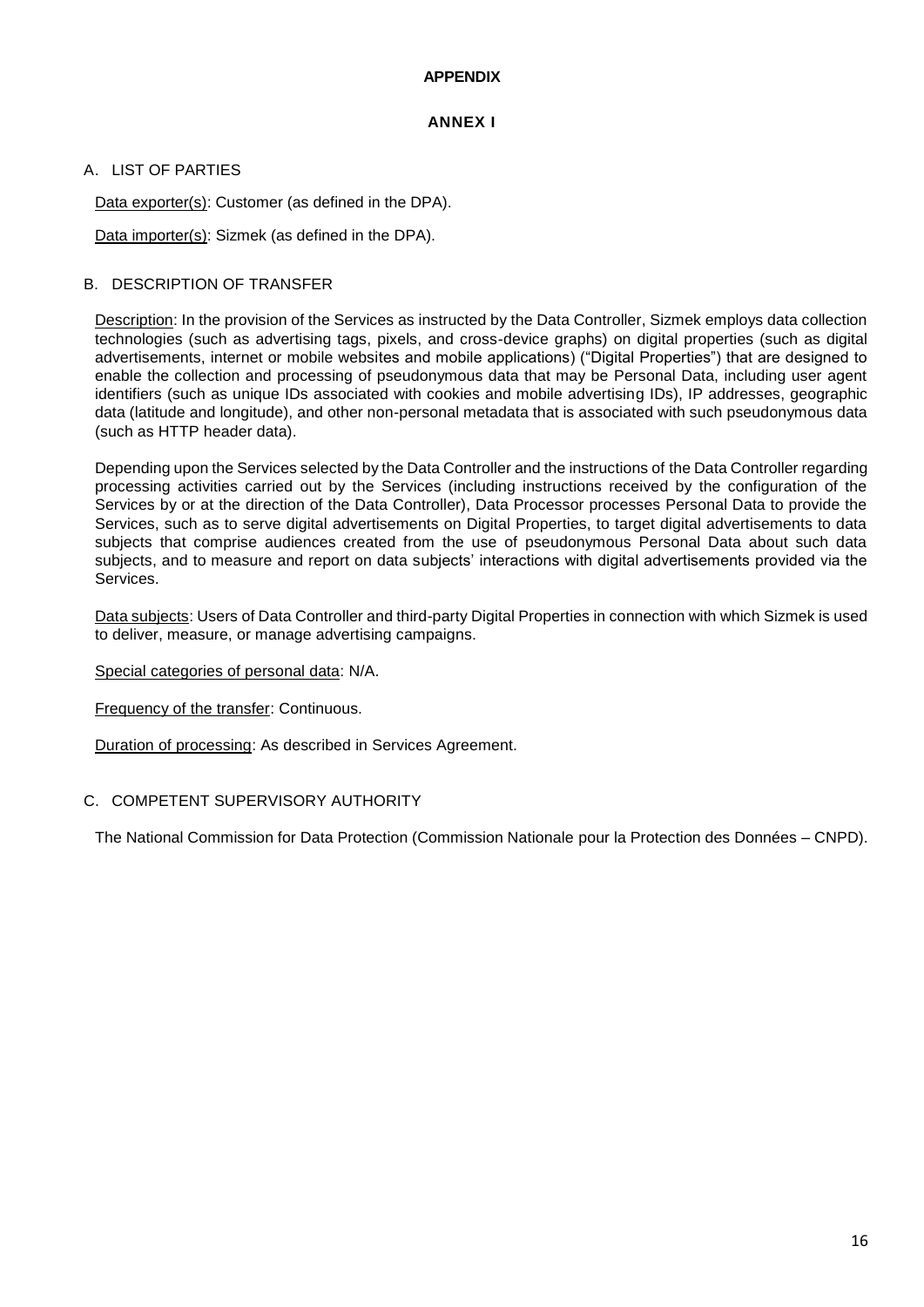**APPENDIX**

**ANNEX I**

A. LIST OF PARTIES

Data exporter(s): Customer (as defined in the DPA).

Data importer(s): Sizmek (as defined in the DPA).

B. DESCRIPTION OF TRANSFER

Description: In the provision of the Services as instructed by the Data Controller, Sizmek employs data collection technologies (such as advertising tags, pixels, and cross-device graphs) on digital properties (such as digital advertisements, internet or mobile websites and mobile applications) ("Digital Properties") that are designed to enable the collection and processing of pseudonymous data that may be Personal Data, including user agent identifiers (such as unique IDs associated with cookies and mobile advertising IDs), IP addresses, geographic data (latitude and longitude), and other non-personal metadata that is associated with such pseudonymous data (such as HTTP header data).

Depending upon the Services selected by the Data Controller and the instructions of the Data Controller regarding processing activities carried out by the Services (including instructions received by the configuration of the Services by or at the direction of the Data Controller), Data Processor processes Personal Data to provide the Services, such as to serve digital advertisements on Digital Properties, to target digital advertisements to data subjects that comprise audiences created from the use of pseudonymous Personal Data about such data subjects, and to measure and report on data subjects' interactions with digital advertisements provided via the Services.

Data subjects: Users of Data Controller and third-party Digital Properties in connection with which Sizmek is used to deliver, measure, or manage advertising campaigns.

Special categories of personal data: N/A.

Frequency of the transfer: Continuous.

Duration of processing: As described in Services Agreement.

C. COMPETENT SUPERVISORY AUTHORITY

The National Commission for Data Protection (Commission Nationale pour la Protection des Données – CNPD).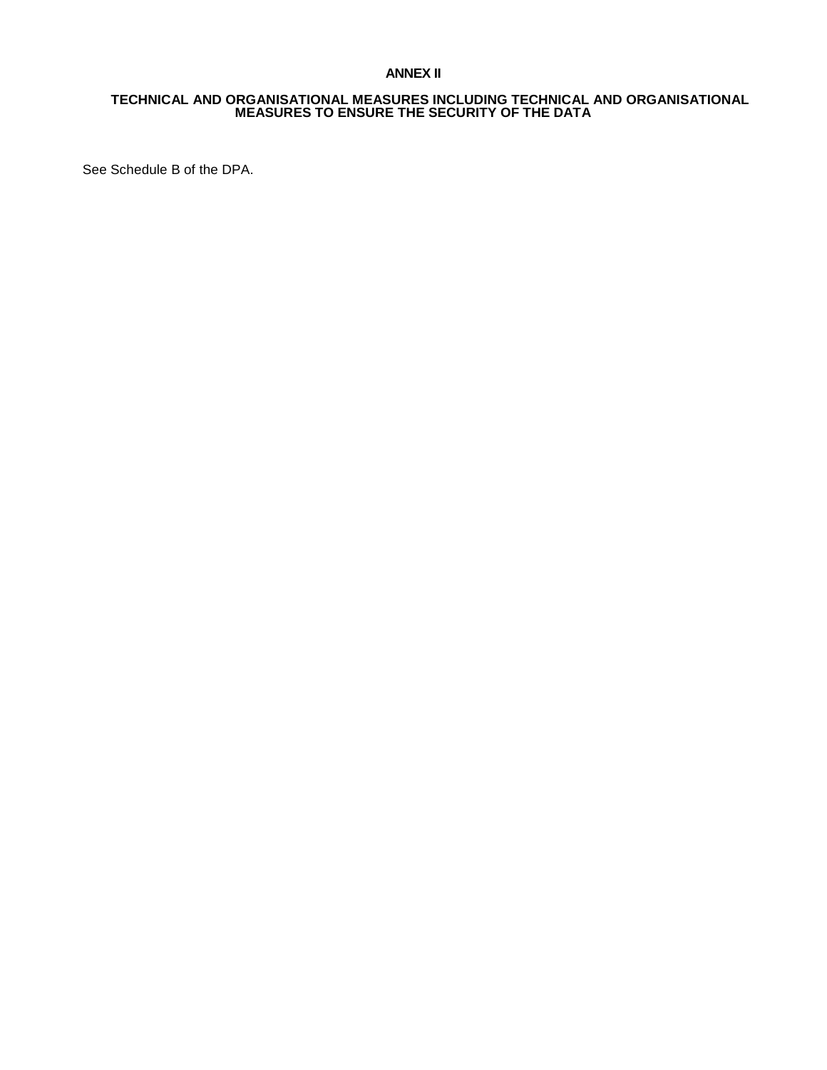## ANNEX II

### TECHNICAL AND ORGANISATIONAL MEASURES INCLUDING TECHNICAL AND ORGANISATIONAL MEASURES TO ENSURE THE SECURITY OF THE DATA

See Schedule B of the DPA.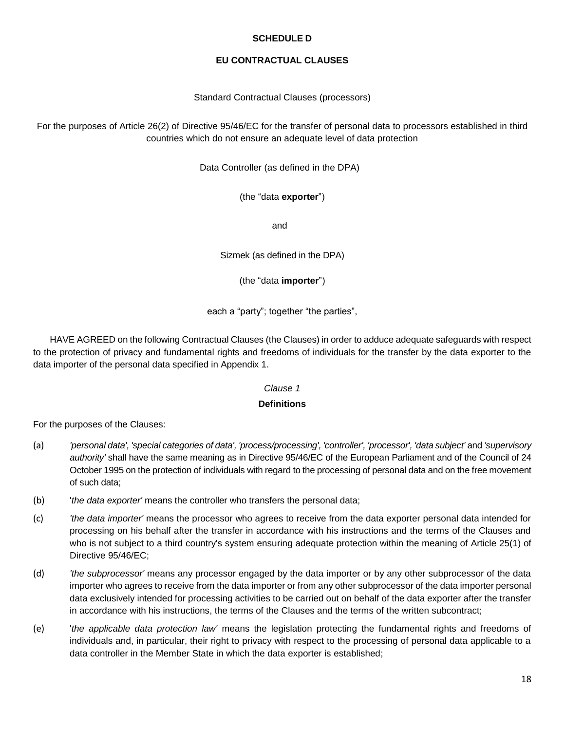## SCHEDULE D

## EU CONTRACTUAL CLAUSES

Standard Contractual Clauses (processors)

For the purposes of Article 26(2) of Directive 95/46/EC for the transfer of personal data to processors established in third countries which do not ensure an adequate level of data protection

Data Controller (as defined in the DPA)

(the "data **exporter**")

and

Sizmek (as defined in the DPA)

(the "data **importer**")

each a "party"; together "the parties",

HAVE AGREED on the following Contractual Clauses (the Clauses) in order to adduce adequate safeguards with respect to the protection of privacy and fundamental rights and freedoms of individuals for the transfer by the data exporter to the data importer of the personal data specified in Appendix 1.

*Clause 1*

**Definitions**

For the purposes of the Clauses:

(a) *'personal data', 'special categories of data', 'process/processing', 'controller', 'processor', 'data subject'* and *'supervisory authority'* shall have the same meaning as in Directive 95/46/EC of the European Parliament and of the Council of 24 October 1995 on the protection of individuals with regard to the processing of personal data and on the free movement of such data;

(b) '*the data exporter'* means the controller who transfers the personal data;

(c) *'the data importer'* means the processor who agrees to receive from the data exporter personal data intended for processing on his behalf after the transfer in accordance with his instructions and the terms of the Clauses and who is not subject to a third country's system ensuring adequate protection within the meaning of Article 25(1) of Directive 95/46/EC;

(d) *'the subprocessor'* means any processor engaged by the data importer or by any other subprocessor of the data importer who agrees to receive from the data importer or from any other subprocessor of the data importer personal data exclusively intended for processing activities to be carried out on behalf of the data exporter after the transfer in accordance with his instructions, the terms of the Clauses and the terms of the written subcontract;

(e) '*the applicable data protection law'* means the legislation protecting the fundamental rights and freedoms of individuals and, in particular, their right to privacy with respect to the processing of personal data applicable to a data controller in the Member State in which the data exporter is established;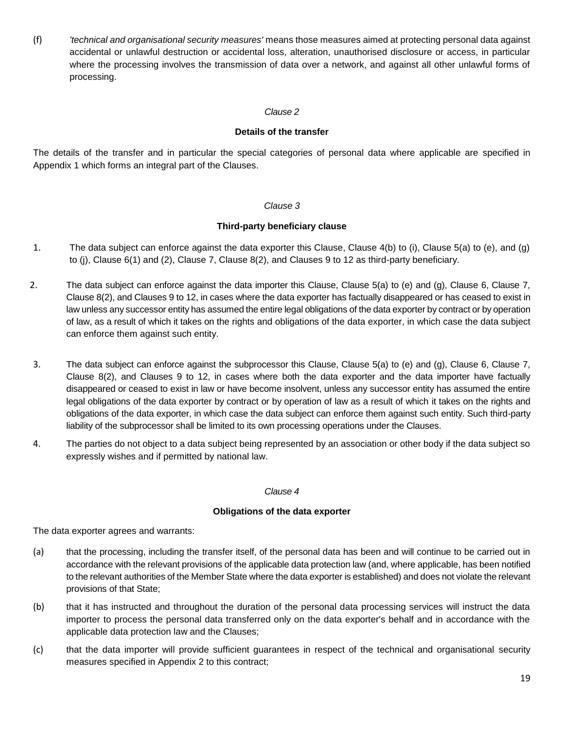(f) *'technical and organisational security measures'* means those measures aimed at protecting personal data against accidental or unlawful destruction or accidental loss, alteration, unauthorised disclosure or access, in particular where the processing involves the transmission of data over a network, and against all other unlawful forms of processing.

*Clause 2*

**Details of the transfer**

The details of the transfer and in particular the special categories of personal data where applicable are specified in Appendix 1 which forms an integral part of the Clauses.

*Clause 3*

**Third-party beneficiary clause**

1. The data subject can enforce against the data exporter this Clause, Clause 4(b) to (i), Clause 5(a) to (e), and (g) to (j), Clause 6(1) and (2), Clause 7, Clause 8(2), and Clauses 9 to 12 as third-party beneficiary.

2. The data subject can enforce against the data importer this Clause, Clause 5(a) to (e) and (g), Clause 6, Clause 7, Clause 8(2), and Clauses 9 to 12, in cases where the data exporter has factually disappeared or has ceased to exist in law unless any successor entity has assumed the entire legal obligations of the data exporter by contract or by operation of law, as a result of which it takes on the rights and obligations of the data exporter, in which case the data subject can enforce them against such entity.

3. The data subject can enforce against the subprocessor this Clause, Clause 5(a) to (e) and (g), Clause 6, Clause 7, Clause 8(2), and Clauses 9 to 12, in cases where both the data exporter and the data importer have factually disappeared or ceased to exist in law or have become insolvent, unless any successor entity has assumed the entire legal obligations of the data exporter by contract or by operation of law as a result of which it takes on the rights and obligations of the data exporter, in which case the data subject can enforce them against such entity. Such third-party liability of the subprocessor shall be limited to its own processing operations under the Clauses.

4. The parties do not object to a data subject being represented by an association or other body if the data subject so expressly wishes and if permitted by national law.

*Clause 4*

**Obligations of the data exporter**

The data exporter agrees and warrants:

(a) that the processing, including the transfer itself, of the personal data has been and will continue to be carried out in accordance with the relevant provisions of the applicable data protection law (and, where applicable, has been notified to the relevant authorities of the Member State where the data exporter is established) and does not violate the relevant provisions of that State;

(b) that it has instructed and throughout the duration of the personal data processing services will instruct the data importer to process the personal data transferred only on the data exporter's behalf and in accordance with the applicable data protection law and the Clauses;

(c) that the data importer will provide sufficient guarantees in respect of the technical and organisational security measures specified in Appendix 2 to this contract;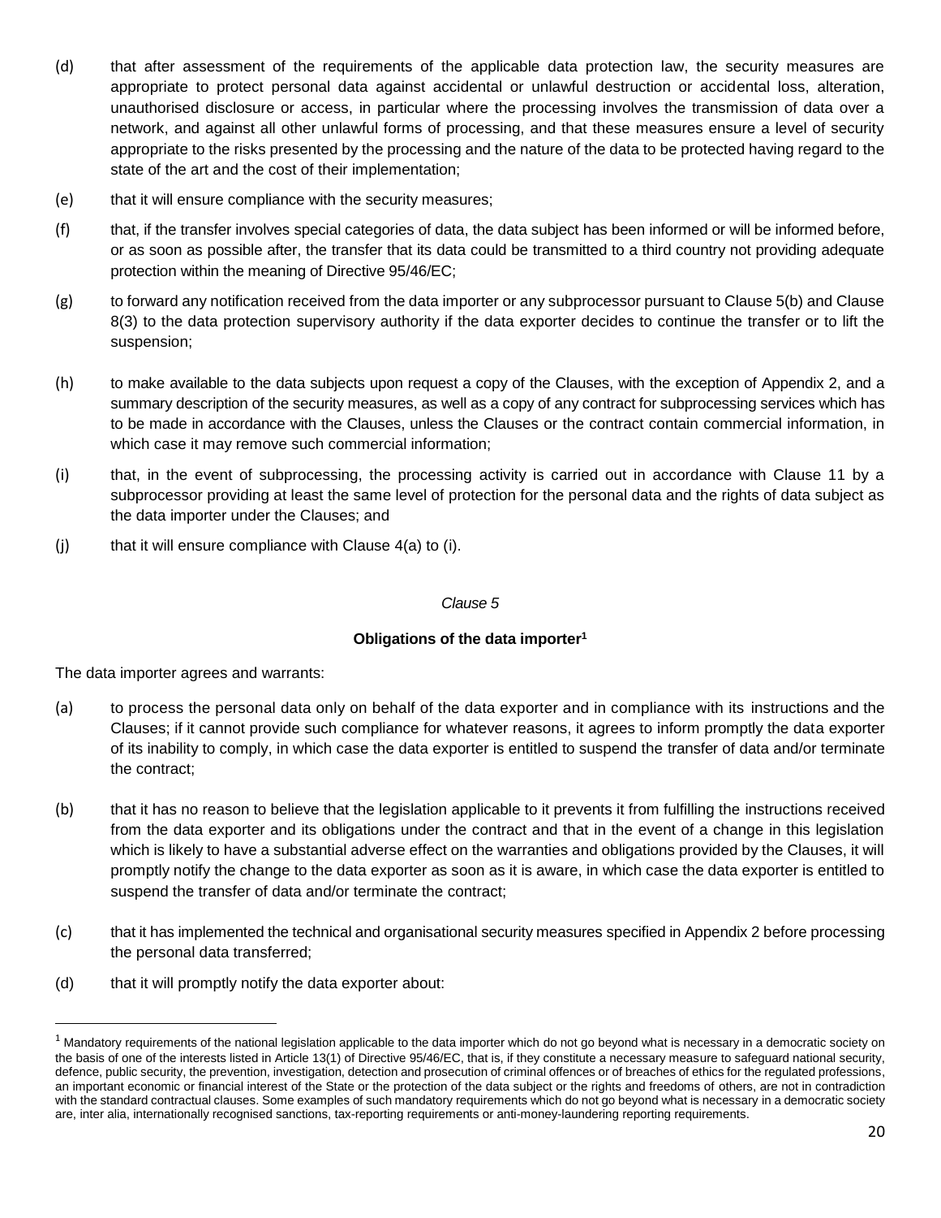(d) that after assessment of the requirements of the applicable data protection law, the security measures are appropriate to protect personal data against accidental or unlawful destruction or accidental loss, alteration, unauthorised disclosure or access, in particular where the processing involves the transmission of data over a network, and against all other unlawful forms of processing, and that these measures ensure a level of security appropriate to the risks presented by the processing and the nature of the data to be protected having regard to the state of the art and the cost of their implementation;

(e) that it will ensure compliance with the security measures;

(f) that, if the transfer involves special categories of data, the data subject has been informed or will be informed before, or as soon as possible after, the transfer that its data could be transmitted to a third country not providing adequate protection within the meaning of Directive 95/46/EC;

(g) to forward any notification received from the data importer or any subprocessor pursuant to Clause 5(b) and Clause 8(3) to the data protection supervisory authority if the data exporter decides to continue the transfer or to lift the suspension;

(h) to make available to the data subjects upon request a copy of the Clauses, with the exception of Appendix 2, and a summary description of the security measures, as well as a copy of any contract for subprocessing services which has to be made in accordance with the Clauses, unless the Clauses or the contract contain commercial information, in which case it may remove such commercial information;

(i) that, in the event of subprocessing, the processing activity is carried out in accordance with Clause 11 by a subprocessor providing at least the same level of protection for the personal data and the rights of data subject as the data importer under the Clauses; and

(j) that it will ensure compliance with Clause 4(a) to (i).

*Clause 5*

**Obligations of the data importer[1]**

The data importer agrees and warrants:

(a) to process the personal data only on behalf of the data exporter and in compliance with its instructions and the Clauses; if it cannot provide such compliance for whatever reasons, it agrees to inform promptly the data exporter of its inability to comply, in which case the data exporter is entitled to suspend the transfer of data and/or terminate the contract;

(b) that it has no reason to believe that the legislation applicable to it prevents it from fulfilling the instructions received from the data exporter and its obligations under the contract and that in the event of a change in this legislation which is likely to have a substantial adverse effect on the warranties and obligations provided by the Clauses, it will promptly notify the change to the data exporter as soon as it is aware, in which case the data exporter is entitled to suspend the transfer of data and/or terminate the contract;

(c) that it has implemented the technical and organisational security measures specified in Appendix 2 before processing the personal data transferred;

(d) that it will promptly notify the data exporter about:

---

[1] Mandatory requirements of the national legislation applicable to the data importer which do not go beyond what is necessary in a democratic society on the basis of one of the interests listed in Article 13(1) of Directive 95/46/EC, that is, if they constitute a necessary measure to safeguard national security, defence, public security, the prevention, investigation, detection and prosecution of criminal offences or of breaches of ethics for the regulated professions, an important economic or financial interest of the State or the protection of the data subject or the rights and freedoms of others, are not in contradiction with the standard contractual clauses. Some examples of such mandatory requirements which do not go beyond what is necessary in a democratic society are, inter alia, internationally recognised sanctions, tax-reporting requirements or anti-money-laundering reporting requirements.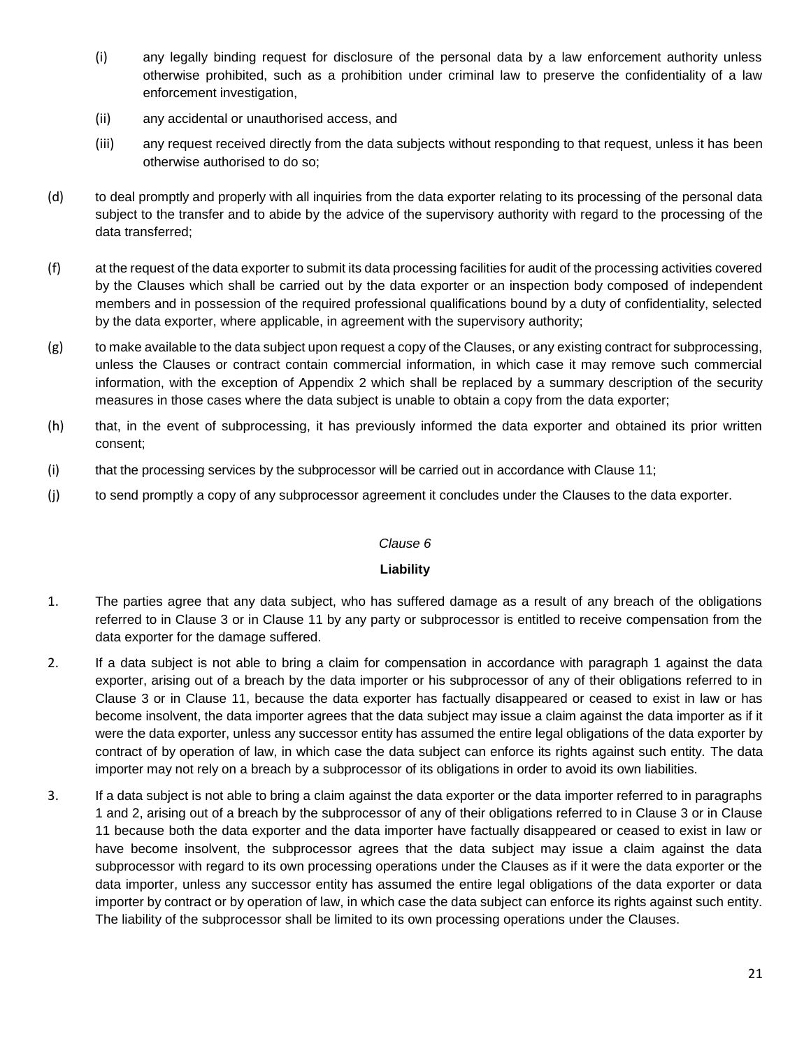(i) any legally binding request for disclosure of the personal data by a law enforcement authority unless otherwise prohibited, such as a prohibition under criminal law to preserve the confidentiality of a law enforcement investigation,

(ii) any accidental or unauthorised access, and

(iii) any request received directly from the data subjects without responding to that request, unless it has been otherwise authorised to do so;

(d) to deal promptly and properly with all inquiries from the data exporter relating to its processing of the personal data subject to the transfer and to abide by the advice of the supervisory authority with regard to the processing of the data transferred;

(f) at the request of the data exporter to submit its data processing facilities for audit of the processing activities covered by the Clauses which shall be carried out by the data exporter or an inspection body composed of independent members and in possession of the required professional qualifications bound by a duty of confidentiality, selected by the data exporter, where applicable, in agreement with the supervisory authority;

(g) to make available to the data subject upon request a copy of the Clauses, or any existing contract for subprocessing, unless the Clauses or contract contain commercial information, in which case it may remove such commercial information, with the exception of Appendix 2 which shall be replaced by a summary description of the security measures in those cases where the data subject is unable to obtain a copy from the data exporter;

(h) that, in the event of subprocessing, it has previously informed the data exporter and obtained its prior written consent;

(i) that the processing services by the subprocessor will be carried out in accordance with Clause 11;

(j) to send promptly a copy of any subprocessor agreement it concludes under the Clauses to the data exporter.

*Clause 6*

**Liability**

1. The parties agree that any data subject, who has suffered damage as a result of any breach of the obligations referred to in Clause 3 or in Clause 11 by any party or subprocessor is entitled to receive compensation from the data exporter for the damage suffered.

2. If a data subject is not able to bring a claim for compensation in accordance with paragraph 1 against the data exporter, arising out of a breach by the data importer or his subprocessor of any of their obligations referred to in Clause 3 or in Clause 11, because the data exporter has factually disappeared or ceased to exist in law or has become insolvent, the data importer agrees that the data subject may issue a claim against the data importer as if it were the data exporter, unless any successor entity has assumed the entire legal obligations of the data exporter by contract of by operation of law, in which case the data subject can enforce its rights against such entity. The data importer may not rely on a breach by a subprocessor of its obligations in order to avoid its own liabilities.

3. If a data subject is not able to bring a claim against the data exporter or the data importer referred to in paragraphs 1 and 2, arising out of a breach by the subprocessor of any of their obligations referred to in Clause 3 or in Clause 11 because both the data exporter and the data importer have factually disappeared or ceased to exist in law or have become insolvent, the subprocessor agrees that the data subject may issue a claim against the data subprocessor with regard to its own processing operations under the Clauses as if it were the data exporter or the data importer, unless any successor entity has assumed the entire legal obligations of the data exporter or data importer by contract or by operation of law, in which case the data subject can enforce its rights against such entity. The liability of the subprocessor shall be limited to its own processing operations under the Clauses.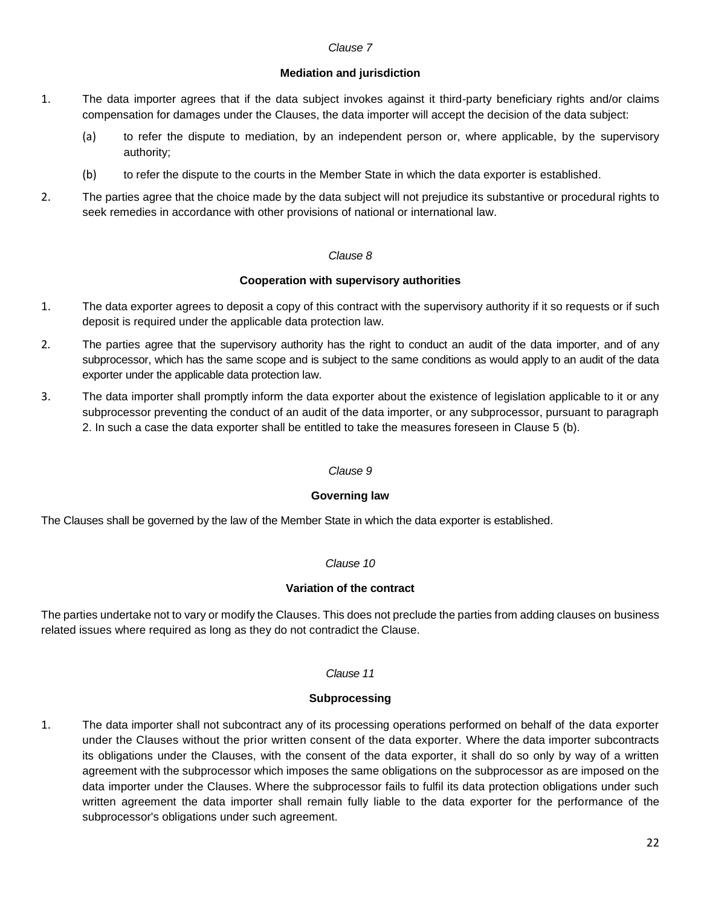*Clause 7*

**Mediation and jurisdiction**

1. The data importer agrees that if the data subject invokes against it third-party beneficiary rights and/or claims compensation for damages under the Clauses, the data importer will accept the decision of the data subject:

   (a) to refer the dispute to mediation, by an independent person or, where applicable, by the supervisory authority;

   (b) to refer the dispute to the courts in the Member State in which the data exporter is established.

2. The parties agree that the choice made by the data subject will not prejudice its substantive or procedural rights to seek remedies in accordance with other provisions of national or international law.

*Clause 8*

**Cooperation with supervisory authorities**

1. The data exporter agrees to deposit a copy of this contract with the supervisory authority if it so requests or if such deposit is required under the applicable data protection law.

2. The parties agree that the supervisory authority has the right to conduct an audit of the data importer, and of any subprocessor, which has the same scope and is subject to the same conditions as would apply to an audit of the data exporter under the applicable data protection law.

3. The data importer shall promptly inform the data exporter about the existence of legislation applicable to it or any subprocessor preventing the conduct of an audit of the data importer, or any subprocessor, pursuant to paragraph 2. In such a case the data exporter shall be entitled to take the measures foreseen in Clause 5 (b).

*Clause 9*

**Governing law**

The Clauses shall be governed by the law of the Member State in which the data exporter is established.

*Clause 10*

**Variation of the contract**

The parties undertake not to vary or modify the Clauses. This does not preclude the parties from adding clauses on business related issues where required as long as they do not contradict the Clause.

*Clause 11*

**Subprocessing**

1. The data importer shall not subcontract any of its processing operations performed on behalf of the data exporter under the Clauses without the prior written consent of the data exporter. Where the data importer subcontracts its obligations under the Clauses, with the consent of the data exporter, it shall do so only by way of a written agreement with the subprocessor which imposes the same obligations on the subprocessor as are imposed on the data importer under the Clauses. Where the subprocessor fails to fulfil its data protection obligations under such written agreement the data importer shall remain fully liable to the data exporter for the performance of the subprocessor's obligations under such agreement.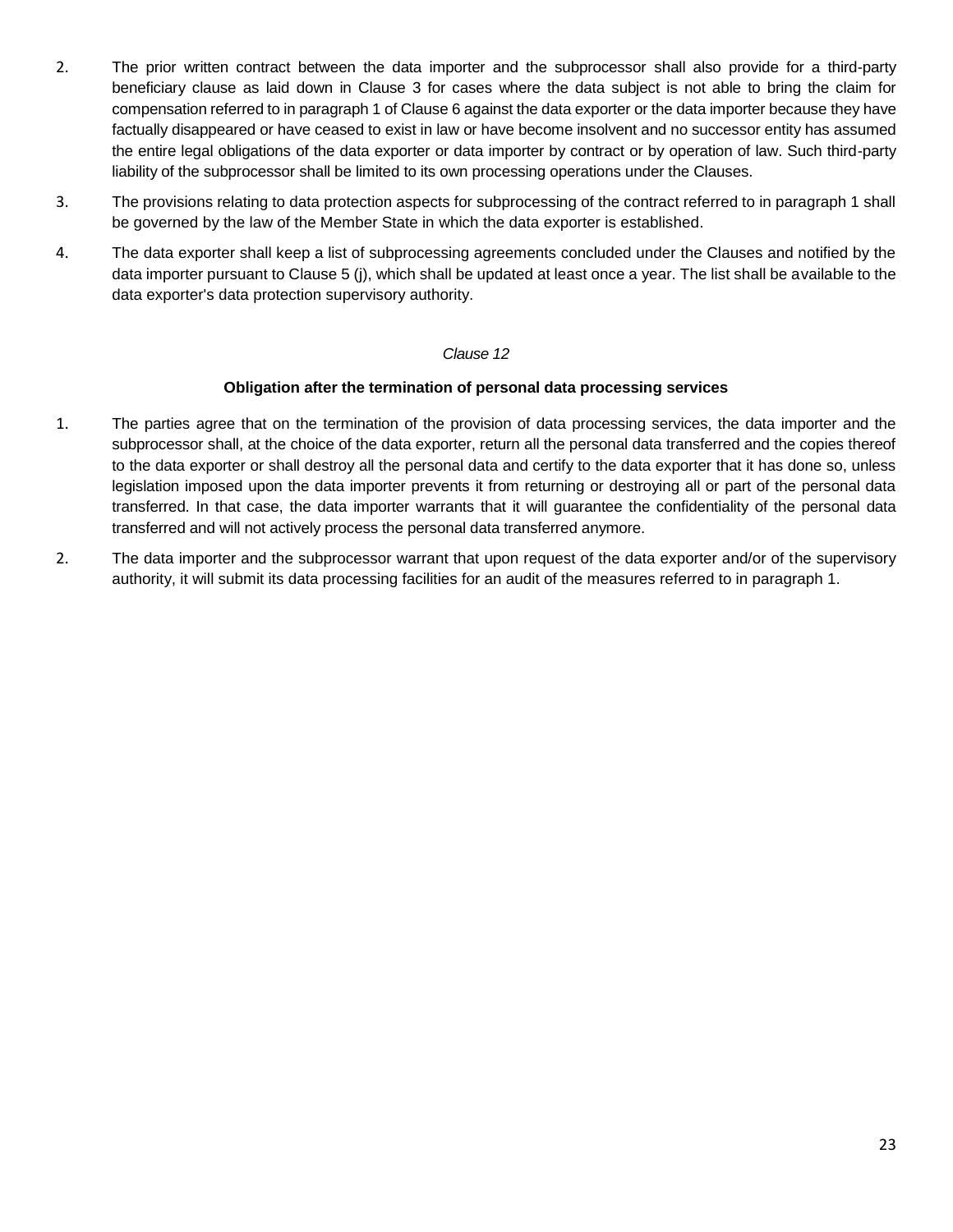2. The prior written contract between the data importer and the subprocessor shall also provide for a third-party beneficiary clause as laid down in Clause 3 for cases where the data subject is not able to bring the claim for compensation referred to in paragraph 1 of Clause 6 against the data exporter or the data importer because they have factually disappeared or have ceased to exist in law or have become insolvent and no successor entity has assumed the entire legal obligations of the data exporter or data importer by contract or by operation of law. Such third-party liability of the subprocessor shall be limited to its own processing operations under the Clauses.

3. The provisions relating to data protection aspects for subprocessing of the contract referred to in paragraph 1 shall be governed by the law of the Member State in which the data exporter is established.

4. The data exporter shall keep a list of subprocessing agreements concluded under the Clauses and notified by the data importer pursuant to Clause 5 (j), which shall be updated at least once a year. The list shall be available to the data exporter's data protection supervisory authority.

*Clause 12*

**Obligation after the termination of personal data processing services**

1. The parties agree that on the termination of the provision of data processing services, the data importer and the subprocessor shall, at the choice of the data exporter, return all the personal data transferred and the copies thereof to the data exporter or shall destroy all the personal data and certify to the data exporter that it has done so, unless legislation imposed upon the data importer prevents it from returning or destroying all or part of the personal data transferred. In that case, the data importer warrants that it will guarantee the confidentiality of the personal data transferred and will not actively process the personal data transferred anymore.

2. The data importer and the subprocessor warrant that upon request of the data exporter and/or of the supervisory authority, it will submit its data processing facilities for an audit of the measures referred to in paragraph 1.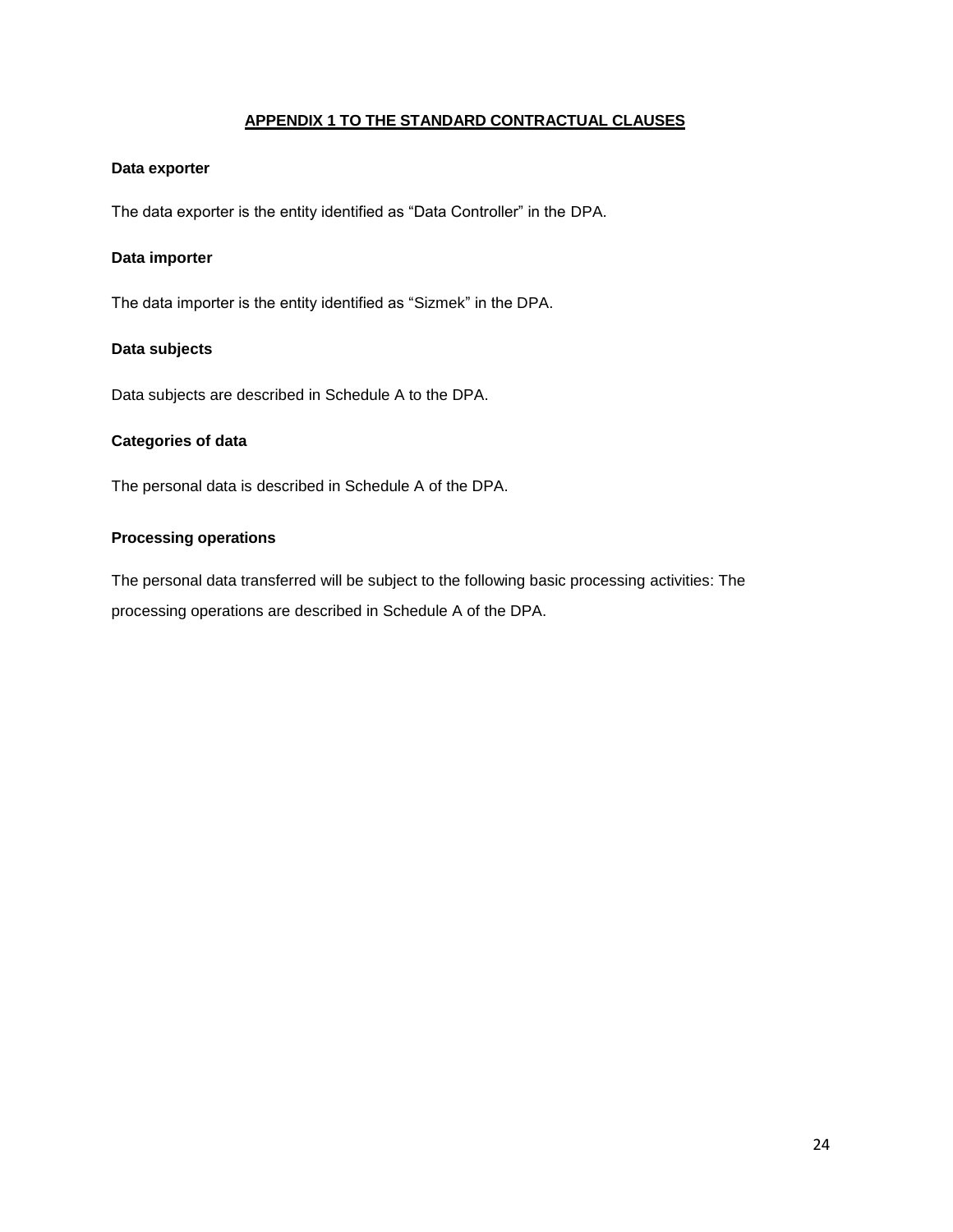## APPENDIX 1 TO THE STANDARD CONTRACTUAL CLAUSES

**Data exporter**

The data exporter is the entity identified as "Data Controller" in the DPA.

**Data importer**

The data importer is the entity identified as "Sizmek" in the DPA.

**Data subjects**

Data subjects are described in Schedule A to the DPA.

**Categories of data**

The personal data is described in Schedule A of the DPA.

**Processing operations**

The personal data transferred will be subject to the following basic processing activities: The processing operations are described in Schedule A of the DPA.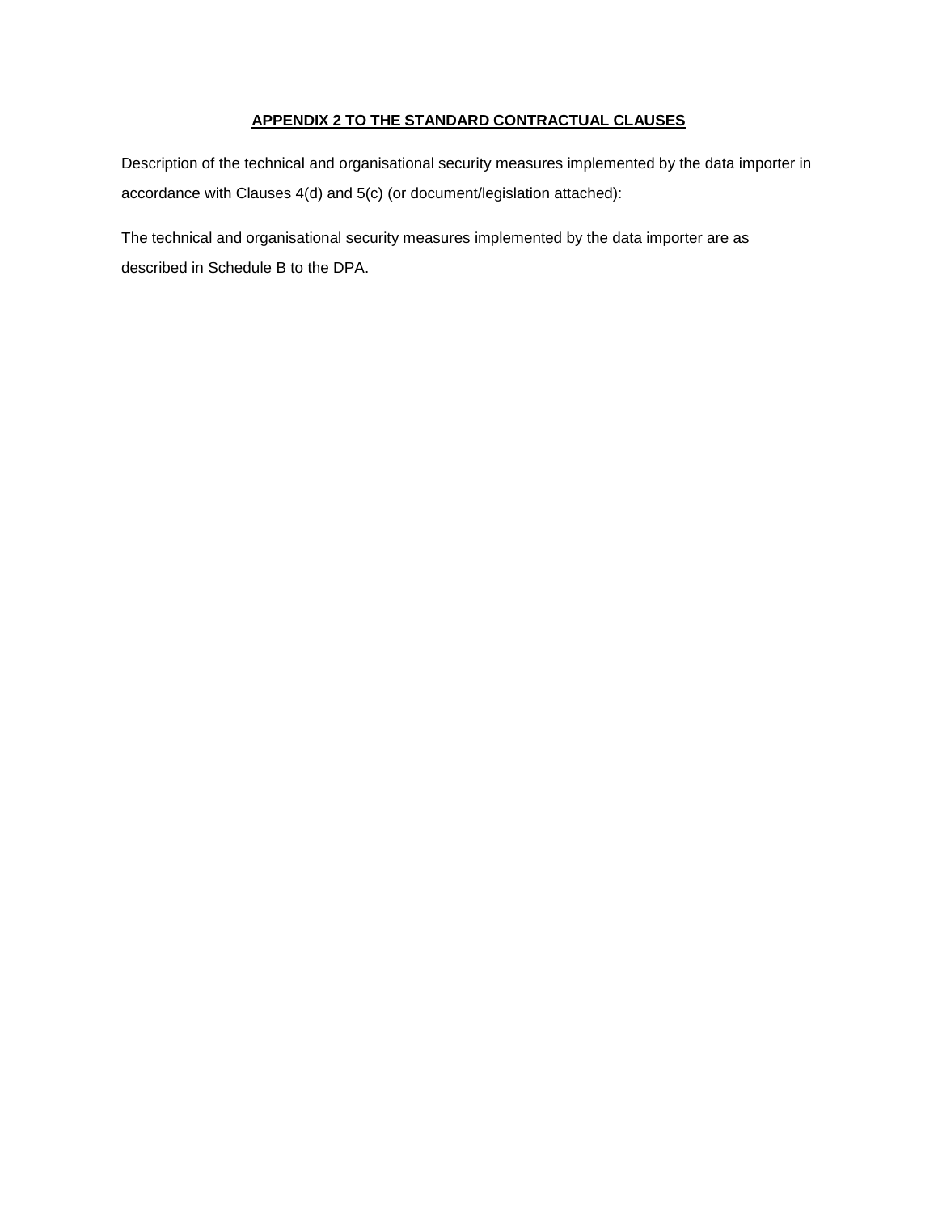## APPENDIX 2 TO THE STANDARD CONTRACTUAL CLAUSES

Description of the technical and organisational security measures implemented by the data importer in accordance with Clauses 4(d) and 5(c) (or document/legislation attached):

The technical and organisational security measures implemented by the data importer are as described in Schedule B to the DPA.